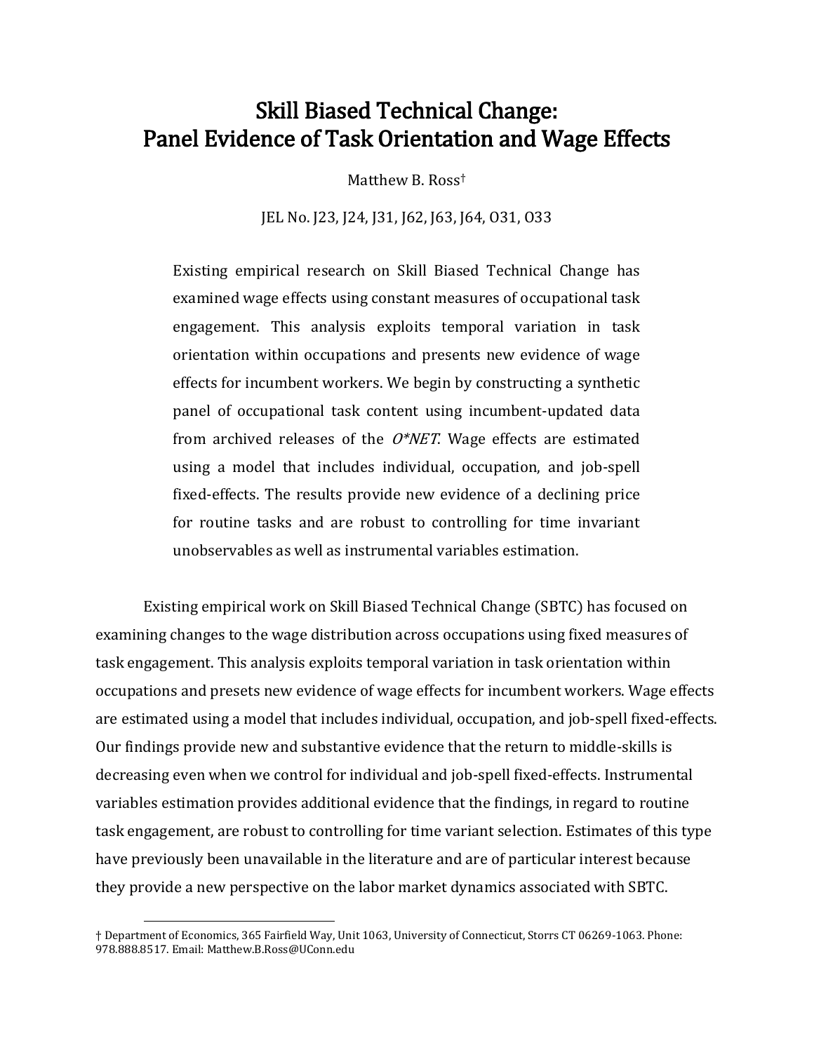# Skill Biased Technical Change: Panel Evidence of Task Orientation and Wage Effects

Matthew B. Ross†

JEL No. J23, J24, J31, J62, J63, J64, O31, O33

> Existing empirical research on Skill Biased Technical Change has examined wage effects using constant measures of occupational task engagement. This analysis exploits temporal variation in task orientation within occupations and presents new evidence of wage effects for incumbent workers. We begin by constructing a synthetic panel of occupational task content using incumbent-updated data from archived releases of the *O*NET*. Wage effects are estimated using a model that includes individual, occupation, and job-spell fixed-effects. The results provide new evidence of a declining price for routine tasks and are robust to controlling for time invariant unobservables as well as instrumental variables estimation.

Existing empirical work on Skill Biased Technical Change (SBTC) has focused on examining changes to the wage distribution across occupations using fixed measures of task engagement. This analysis exploits temporal variation in task orientation within occupations and presets new evidence of wage effects for incumbent workers. Wage effects are estimated using a model that includes individual, occupation, and job-spell fixed-effects. Our findings provide new and substantive evidence that the return to middle-skills is decreasing even when we control for individual and job-spell fixed-effects. Instrumental variables estimation provides additional evidence that the findings, in regard to routine task engagement, are robust to controlling for time variant selection. Estimates of this type have previously been unavailable in the literature and are of particular interest because they provide a new perspective on the labor market dynamics associated with SBTC.

† Department of Economics, 365 Fairfield Way, Unit 1063, University of Connecticut, Storrs CT 06269-1063. Phone: 978.888.8517. Email: Matthew.B.Ross@UConn.edu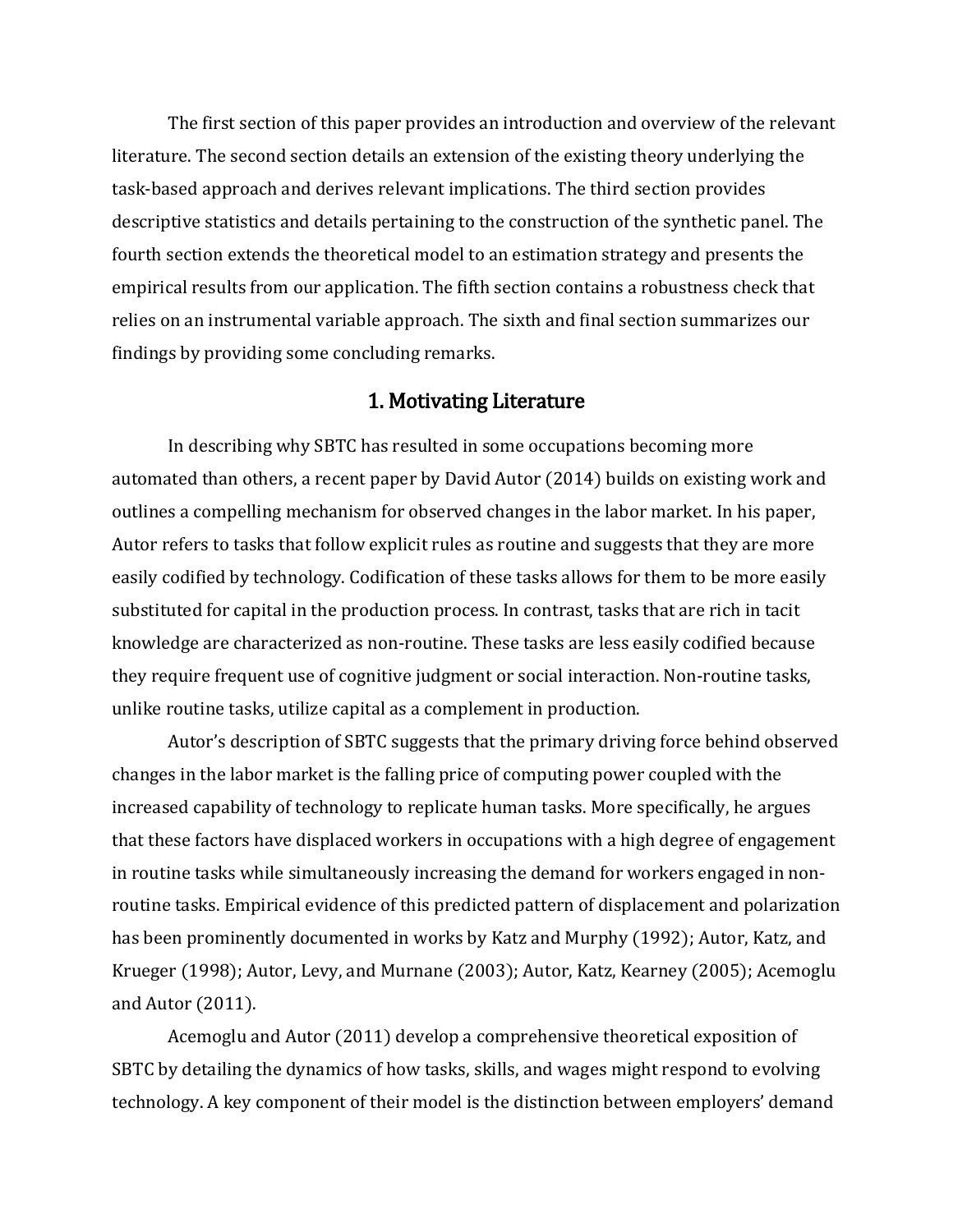The first section of this paper provides an introduction and overview of the relevant literature. The second section details an extension of the existing theory underlying the task-based approach and derives relevant implications. The third section provides descriptive statistics and details pertaining to the construction of the synthetic panel. The fourth section extends the theoretical model to an estimation strategy and presents the empirical results from our application. The fifth section contains a robustness check that relies on an instrumental variable approach. The sixth and final section summarizes our findings by providing some concluding remarks.

## 1. Motivating Literature

In describing why SBTC has resulted in some occupations becoming more automated than others, a recent paper by David Autor (2014) builds on existing work and outlines a compelling mechanism for observed changes in the labor market. In his paper, Autor refers to tasks that follow explicit rules as routine and suggests that they are more easily codified by technology. Codification of these tasks allows for them to be more easily substituted for capital in the production process. In contrast, tasks that are rich in tacit knowledge are characterized as non-routine. These tasks are less easily codified because they require frequent use of cognitive judgment or social interaction. Non-routine tasks, unlike routine tasks, utilize capital as a complement in production.

Autor's description of SBTC suggests that the primary driving force behind observed changes in the labor market is the falling price of computing power coupled with the increased capability of technology to replicate human tasks. More specifically, he argues that these factors have displaced workers in occupations with a high degree of engagement in routine tasks while simultaneously increasing the demand for workers engaged in non-routine tasks. Empirical evidence of this predicted pattern of displacement and polarization has been prominently documented in works by Katz and Murphy (1992); Autor, Katz, and Krueger (1998); Autor, Levy, and Murnane (2003); Autor, Katz, Kearney (2005); Acemoglu and Autor (2011).

Acemoglu and Autor (2011) develop a comprehensive theoretical exposition of SBTC by detailing the dynamics of how tasks, skills, and wages might respond to evolving technology. A key component of their model is the distinction between employers' demand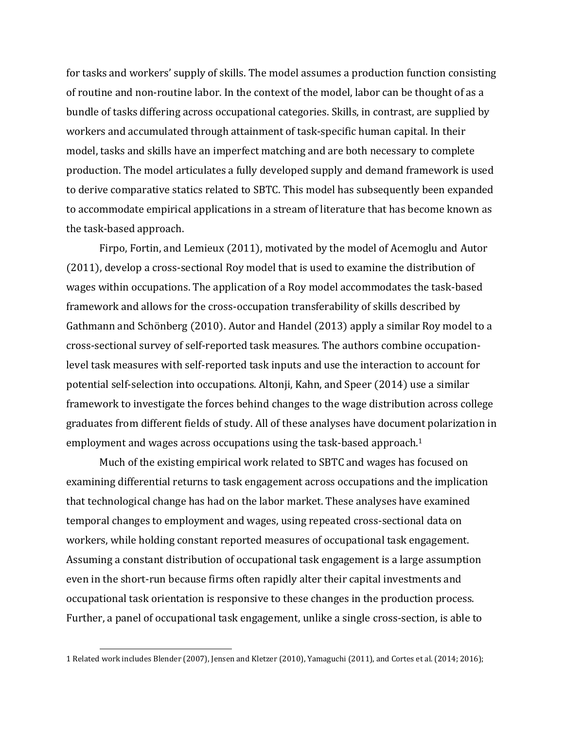for tasks and workers' supply of skills. The model assumes a production function consisting of routine and non-routine labor. In the context of the model, labor can be thought of as a bundle of tasks differing across occupational categories. Skills, in contrast, are supplied by workers and accumulated through attainment of task-specific human capital. In their model, tasks and skills have an imperfect matching and are both necessary to complete production. The model articulates a fully developed supply and demand framework is used to derive comparative statics related to SBTC. This model has subsequently been expanded to accommodate empirical applications in a stream of literature that has become known as the task-based approach.

Firpo, Fortin, and Lemieux (2011), motivated by the model of Acemoglu and Autor (2011), develop a cross-sectional Roy model that is used to examine the distribution of wages within occupations. The application of a Roy model accommodates the task-based framework and allows for the cross-occupation transferability of skills described by Gathmann and Schönberg (2010). Autor and Handel (2013) apply a similar Roy model to a cross-sectional survey of self-reported task measures. The authors combine occupation-level task measures with self-reported task inputs and use the interaction to account for potential self-selection into occupations. Altonji, Kahn, and Speer (2014) use a similar framework to investigate the forces behind changes to the wage distribution across college graduates from different fields of study. All of these analyses have document polarization in employment and wages across occupations using the task-based approach.[1]

Much of the existing empirical work related to SBTC and wages has focused on examining differential returns to task engagement across occupations and the implication that technological change has had on the labor market. These analyses have examined temporal changes to employment and wages, using repeated cross-sectional data on workers, while holding constant reported measures of occupational task engagement. Assuming a constant distribution of occupational task engagement is a large assumption even in the short-run because firms often rapidly alter their capital investments and occupational task orientation is responsive to these changes in the production process. Further, a panel of occupational task engagement, unlike a single cross-section, is able to

1 Related work includes Blender (2007), Jensen and Kletzer (2010), Yamaguchi (2011), and Cortes et al. (2014; 2016);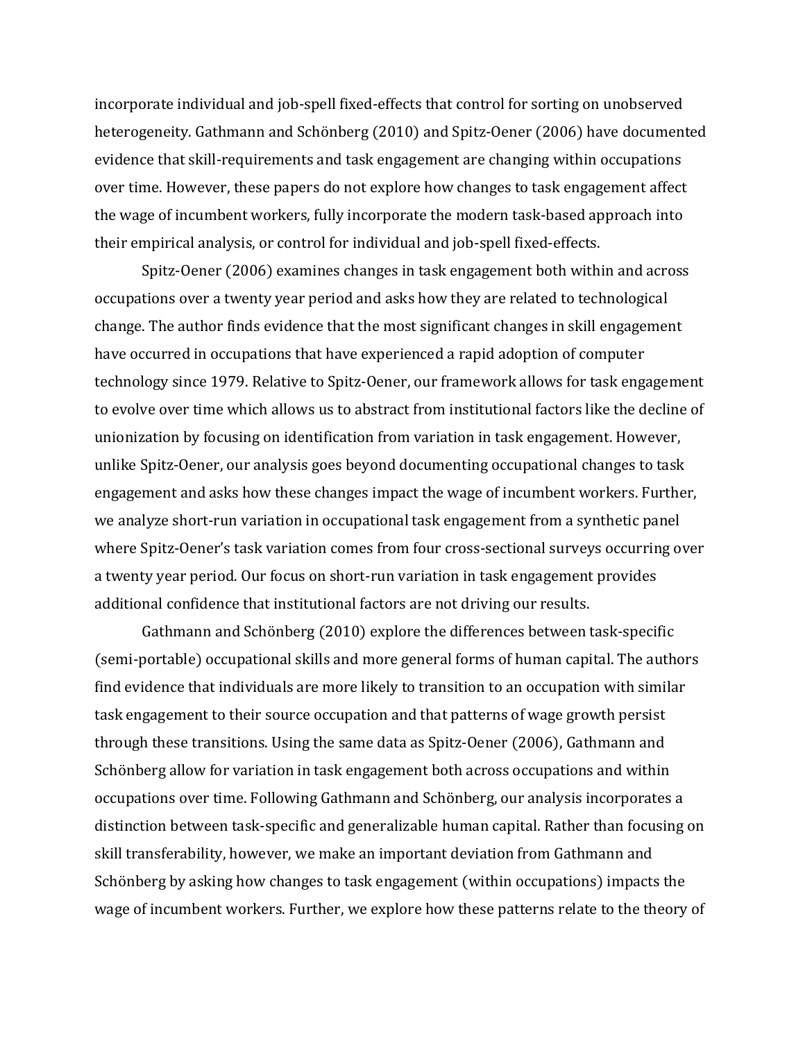incorporate individual and job-spell fixed-effects that control for sorting on unobserved heterogeneity. Gathmann and Schönberg (2010) and Spitz-Oener (2006) have documented evidence that skill-requirements and task engagement are changing within occupations over time. However, these papers do not explore how changes to task engagement affect the wage of incumbent workers, fully incorporate the modern task-based approach into their empirical analysis, or control for individual and job-spell fixed-effects.

Spitz-Oener (2006) examines changes in task engagement both within and across occupations over a twenty year period and asks how they are related to technological change. The author finds evidence that the most significant changes in skill engagement have occurred in occupations that have experienced a rapid adoption of computer technology since 1979. Relative to Spitz-Oener, our framework allows for task engagement to evolve over time which allows us to abstract from institutional factors like the decline of unionization by focusing on identification from variation in task engagement. However, unlike Spitz-Oener, our analysis goes beyond documenting occupational changes to task engagement and asks how these changes impact the wage of incumbent workers. Further, we analyze short-run variation in occupational task engagement from a synthetic panel where Spitz-Oener's task variation comes from four cross-sectional surveys occurring over a twenty year period. Our focus on short-run variation in task engagement provides additional confidence that institutional factors are not driving our results.

Gathmann and Schönberg (2010) explore the differences between task-specific (semi-portable) occupational skills and more general forms of human capital. The authors find evidence that individuals are more likely to transition to an occupation with similar task engagement to their source occupation and that patterns of wage growth persist through these transitions. Using the same data as Spitz-Oener (2006), Gathmann and Schönberg allow for variation in task engagement both across occupations and within occupations over time. Following Gathmann and Schönberg, our analysis incorporates a distinction between task-specific and generalizable human capital. Rather than focusing on skill transferability, however, we make an important deviation from Gathmann and Schönberg by asking how changes to task engagement (within occupations) impacts the wage of incumbent workers. Further, we explore how these patterns relate to the theory of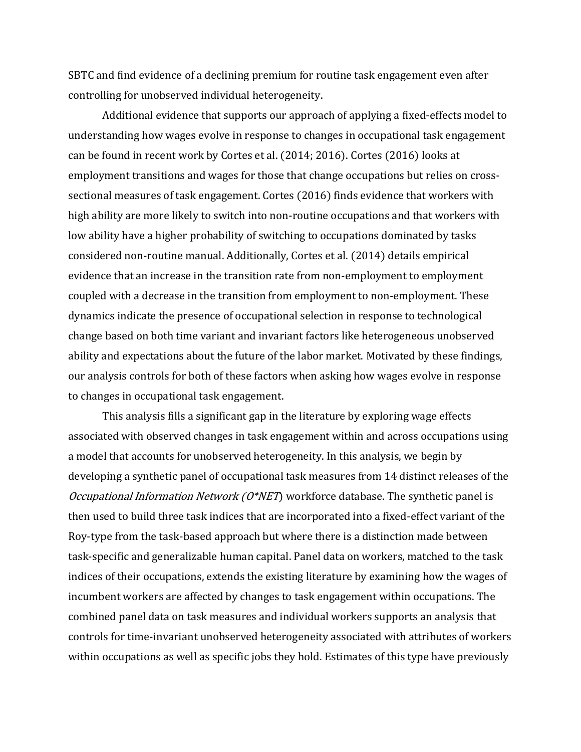SBTC and find evidence of a declining premium for routine task engagement even after controlling for unobserved individual heterogeneity.

Additional evidence that supports our approach of applying a fixed-effects model to understanding how wages evolve in response to changes in occupational task engagement can be found in recent work by Cortes et al. (2014; 2016). Cortes (2016) looks at employment transitions and wages for those that change occupations but relies on cross-sectional measures of task engagement. Cortes (2016) finds evidence that workers with high ability are more likely to switch into non-routine occupations and that workers with low ability have a higher probability of switching to occupations dominated by tasks considered non-routine manual. Additionally, Cortes et al. (2014) details empirical evidence that an increase in the transition rate from non-employment to employment coupled with a decrease in the transition from employment to non-employment. These dynamics indicate the presence of occupational selection in response to technological change based on both time variant and invariant factors like heterogeneous unobserved ability and expectations about the future of the labor market. Motivated by these findings, our analysis controls for both of these factors when asking how wages evolve in response to changes in occupational task engagement.

This analysis fills a significant gap in the literature by exploring wage effects associated with observed changes in task engagement within and across occupations using a model that accounts for unobserved heterogeneity. In this analysis, we begin by developing a synthetic panel of occupational task measures from 14 distinct releases of the *Occupational Information Network (O*NET*) workforce database. The synthetic panel is then used to build three task indices that are incorporated into a fixed-effect variant of the Roy-type from the task-based approach but where there is a distinction made between task-specific and generalizable human capital. Panel data on workers, matched to the task indices of their occupations, extends the existing literature by examining how the wages of incumbent workers are affected by changes to task engagement within occupations. The combined panel data on task measures and individual workers supports an analysis that controls for time-invariant unobserved heterogeneity associated with attributes of workers within occupations as well as specific jobs they hold. Estimates of this type have previously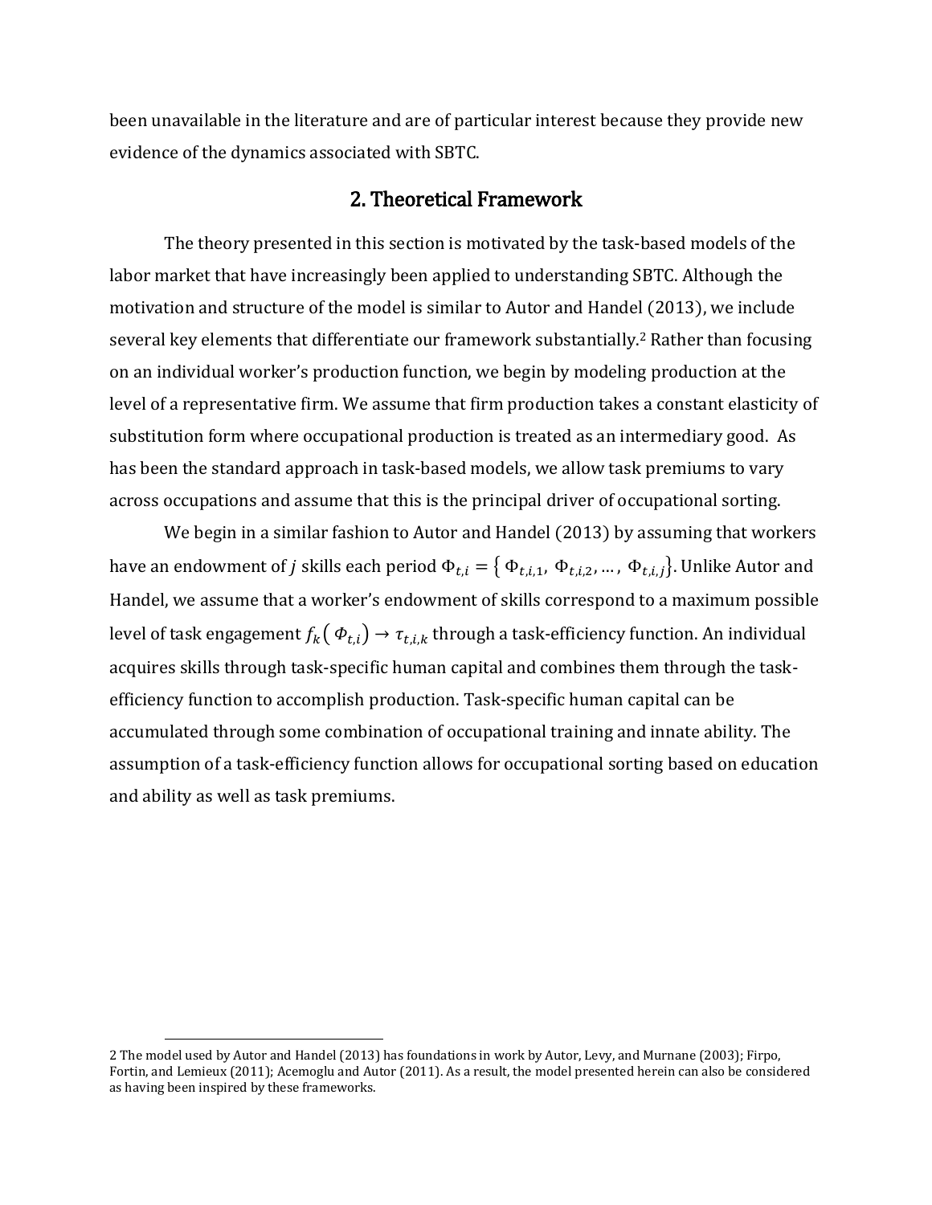been unavailable in the literature and are of particular interest because they provide new evidence of the dynamics associated with SBTC.

## 2. Theoretical Framework

The theory presented in this section is motivated by the task-based models of the labor market that have increasingly been applied to understanding SBTC. Although the motivation and structure of the model is similar to Autor and Handel (2013), we include several key elements that differentiate our framework substantially.[2] Rather than focusing on an individual worker's production function, we begin by modeling production at the level of a representative firm. We assume that firm production takes a constant elasticity of substitution form where occupational production is treated as an intermediary good. As has been the standard approach in task-based models, we allow task premiums to vary across occupations and assume that this is the principal driver of occupational sorting.

We begin in a similar fashion to Autor and Handel (2013) by assuming that workers have an endowment of *j* skills each period $\Phi_{t,i} = \{\Phi_{t,i,1}, \Phi_{t,i,2}, \dots, \Phi_{t,i,j}\}$. Unlike Autor and Handel, we assume that a worker's endowment of skills correspond to a maximum possible level of task engagement $f_k(\Phi_{t,i}) \rightarrow \tau_{t,i,k}$ through a task-efficiency function. An individual acquires skills through task-specific human capital and combines them through the task-efficiency function to accomplish production. Task-specific human capital can be accumulated through some combination of occupational training and innate ability. The assumption of a task-efficiency function allows for occupational sorting based on education and ability as well as task premiums.

2 The model used by Autor and Handel (2013) has foundations in work by Autor, Levy, and Murnane (2003); Firpo, Fortin, and Lemieux (2011); Acemoglu and Autor (2011). As a result, the model presented herein can also be considered as having been inspired by these frameworks.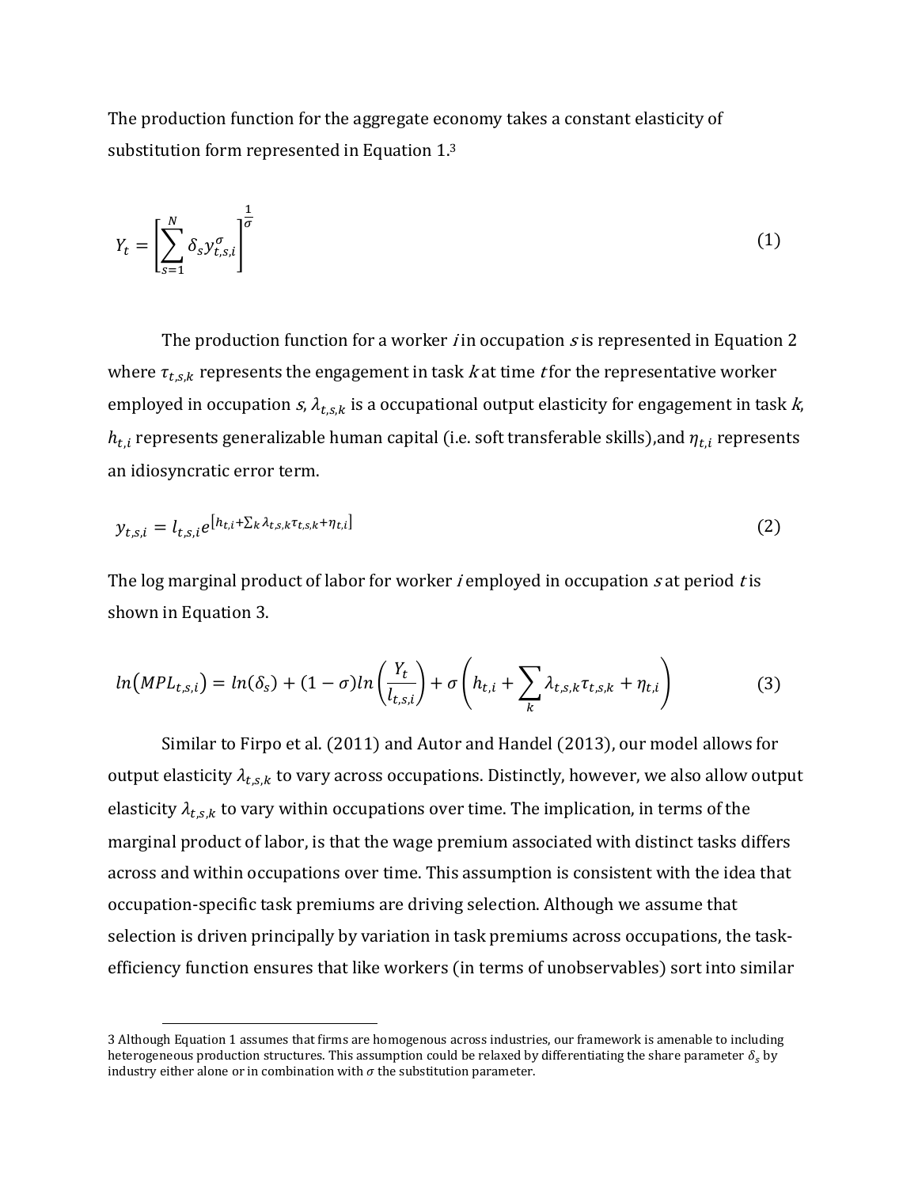The production function for the aggregate economy takes a constant elasticity of substitution form represented in Equation 1.[3]

$$Y_t = \left[ \sum_{s=1}^{N} \delta_s y_{t,s,i}^{\sigma} \right]^{\frac{1}{\sigma}} \tag{1}$$

The production function for a worker $i$ in occupation $s$ is represented in Equation 2 where $\tau_{t,s,k}$ represents the engagement in task $k$ at time $t$ for the representative worker employed in occupation $s$, $\lambda_{t,s,k}$ is a occupational output elasticity for engagement in task $k$, $h_{t,i}$ represents generalizable human capital (i.e. soft transferable skills),and $\eta_{t,i}$ represents an idiosyncratic error term.

$$y_{t,s,i} = l_{t,s,i} e^{\left[h_{t,i} + \sum_k \lambda_{t,s,k} \tau_{t,s,k} + \eta_{t,i}\right]} \tag{2}$$

The log marginal product of labor for worker $i$ employed in occupation $s$ at period $t$ is shown in Equation 3.

$$ln(MPL_{t,s,i}) = ln(\delta_s) + (1-\sigma) ln\left(\frac{Y_t}{l_{t,s,i}}\right) + \sigma\left(h_{t,i} + \sum_k \lambda_{t,s,k} \tau_{t,s,k} + \eta_{t,i}\right) \tag{3}$$

Similar to Firpo et al. (2011) and Autor and Handel (2013), our model allows for output elasticity $\lambda_{t,s,k}$ to vary across occupations. Distinctly, however, we also allow output elasticity $\lambda_{t,s,k}$ to vary within occupations over time. The implication, in terms of the marginal product of labor, is that the wage premium associated with distinct tasks differs across and within occupations over time. This assumption is consistent with the idea that occupation-specific task premiums are driving selection. Although we assume that selection is driven principally by variation in task premiums across occupations, the task-efficiency function ensures that like workers (in terms of unobservables) sort into similar

---

[3] Although Equation 1 assumes that firms are homogenous across industries, our framework is amenable to including heterogeneous production structures. This assumption could be relaxed by differentiating the share parameter $\delta_s$ by industry either alone or in combination with $\sigma$ the substitution parameter.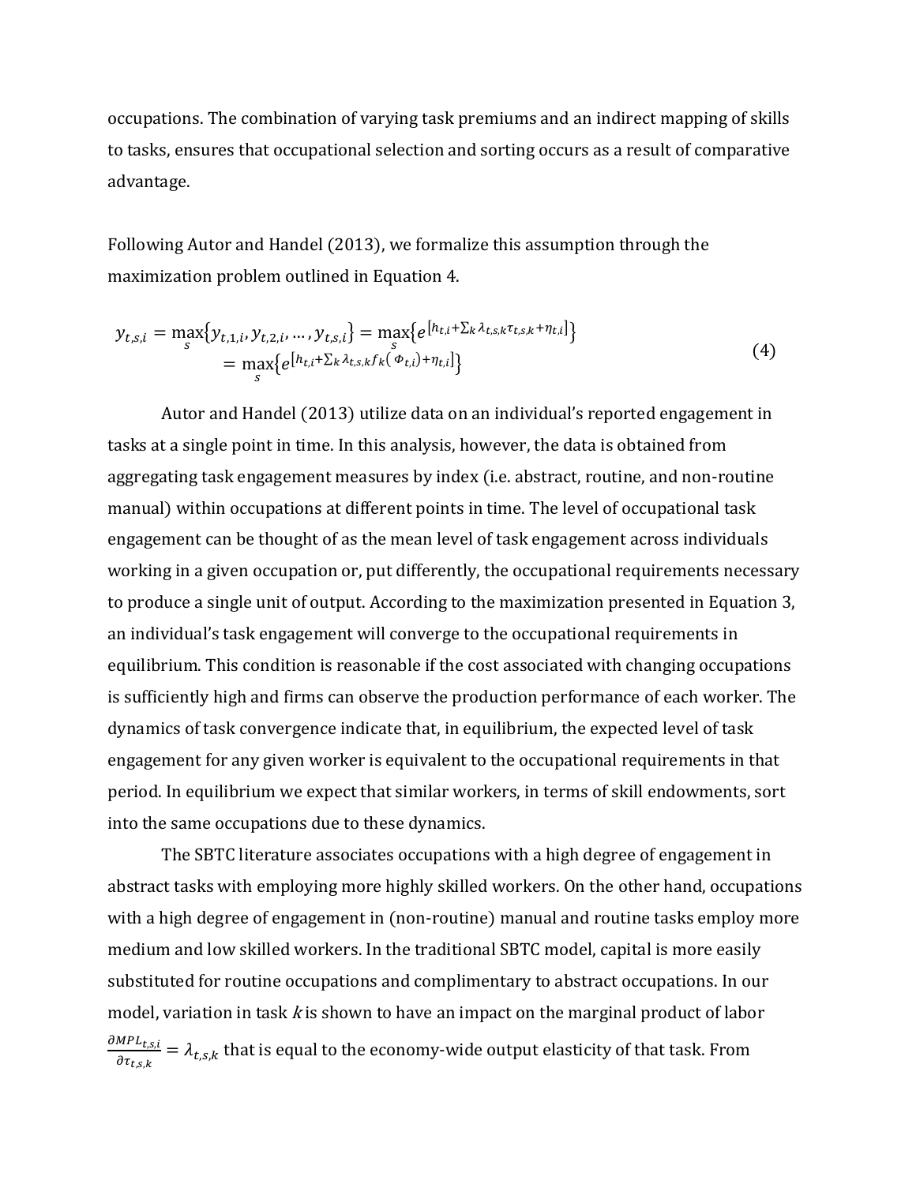occupations. The combination of varying task premiums and an indirect mapping of skills to tasks, ensures that occupational selection and sorting occurs as a result of comparative advantage.

Following Autor and Handel (2013), we formalize this assumption through the maximization problem outlined in Equation 4.

$$
\begin{aligned}
y_{t,s,i} = \max_{s}\{y_{t,1,i}, y_{t,2,i}, \dots, y_{t,s,i}\} &= \max_{s}\{e^{[h_{t,i} + \sum_k \lambda_{t,s,k}\tau_{t,s,k} + \eta_{t,i}]}\} \\
&= \max_{s}\{e^{[h_{t,i} + \sum_k \lambda_{t,s,k} f_k(\Phi_{t,i}) + \eta_{t,i}]}\}
\end{aligned}
\tag{4}
$$

Autor and Handel (2013) utilize data on an individual's reported engagement in tasks at a single point in time. In this analysis, however, the data is obtained from aggregating task engagement measures by index (i.e. abstract, routine, and non-routine manual) within occupations at different points in time. The level of occupational task engagement can be thought of as the mean level of task engagement across individuals working in a given occupation or, put differently, the occupational requirements necessary to produce a single unit of output. According to the maximization presented in Equation 3, an individual's task engagement will converge to the occupational requirements in equilibrium. This condition is reasonable if the cost associated with changing occupations is sufficiently high and firms can observe the production performance of each worker. The dynamics of task convergence indicate that, in equilibrium, the expected level of task engagement for any given worker is equivalent to the occupational requirements in that period. In equilibrium we expect that similar workers, in terms of skill endowments, sort into the same occupations due to these dynamics.

The SBTC literature associates occupations with a high degree of engagement in abstract tasks with employing more highly skilled workers. On the other hand, occupations with a high degree of engagement in (non-routine) manual and routine tasks employ more medium and low skilled workers. In the traditional SBTC model, capital is more easily substituted for routine occupations and complimentary to abstract occupations. In our model, variation in task $k$ is shown to have an impact on the marginal product of labor $\frac{\partial MPL_{t,s,i}}{\partial \tau_{t,s,k}} = \lambda_{t,s,k}$ that is equal to the economy-wide output elasticity of that task. From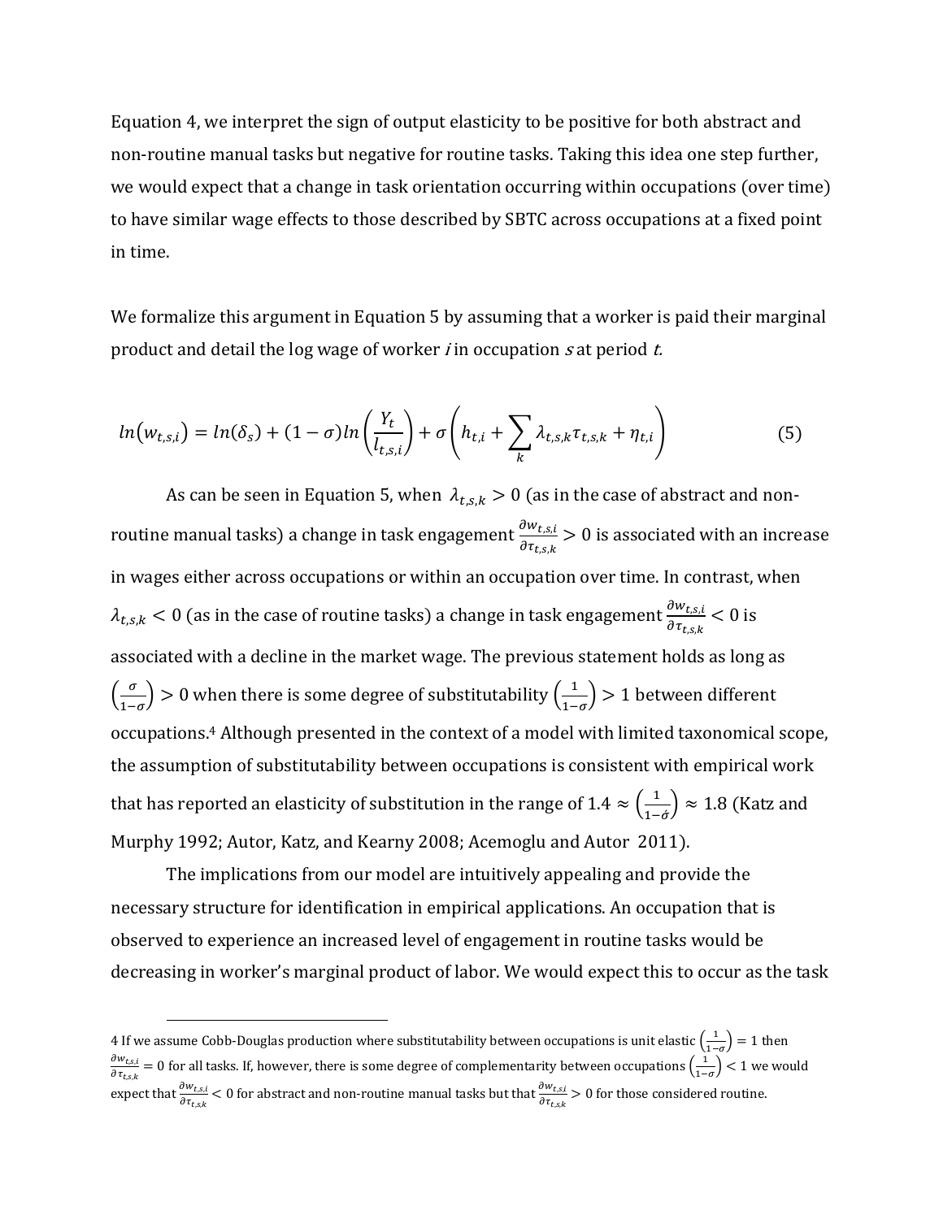Equation 4, we interpret the sign of output elasticity to be positive for both abstract and non-routine manual tasks but negative for routine tasks. Taking this idea one step further, we would expect that a change in task orientation occurring within occupations (over time) to have similar wage effects to those described by SBTC across occupations at a fixed point in time.

We formalize this argument in Equation 5 by assuming that a worker is paid their marginal product and detail the log wage of worker *i* in occupation *s* at period *t*.

$$ln(w_{t,s,i}) = ln(\delta_s) + (1-\sigma)ln\left(\frac{Y_t}{l_{t,s,i}}\right) + \sigma\left(h_{t,i} + \sum_k \lambda_{t,s,k}\tau_{t,s,k} + \eta_{t,i}\right) \quad (5)$$

As can be seen in Equation 5, when $\lambda_{t,s,k} > 0$ (as in the case of abstract and non-routine manual tasks) a change in task engagement $\frac{\partial w_{t,s,i}}{\partial \tau_{t,s,k}} > 0$ is associated with an increase in wages either across occupations or within an occupation over time. In contrast, when $\lambda_{t,s,k} < 0$ (as in the case of routine tasks) a change in task engagement $\frac{\partial w_{t,s,i}}{\partial \tau_{t,s,k}} < 0$ is associated with a decline in the market wage. The previous statement holds as long as $\left(\frac{\sigma}{1-\sigma}\right) > 0$ when there is some degree of substitutability $\left(\frac{1}{1-\sigma}\right) > 1$ between different occupations.[4] Although presented in the context of a model with limited taxonomical scope, the assumption of substitutability between occupations is consistent with empirical work that has reported an elasticity of substitution in the range of $1.4 \approx \left(\frac{1}{1-\sigma}\right) \approx 1.8$ (Katz and Murphy 1992; Autor, Katz, and Kearny 2008; Acemoglu and Autor 2011).

The implications from our model are intuitively appealing and provide the necessary structure for identification in empirical applications. An occupation that is observed to experience an increased level of engagement in routine tasks would be decreasing in worker's marginal product of labor. We would expect this to occur as the task

4 If we assume Cobb-Douglas production where substitutability between occupations is unit elastic $\left(\frac{1}{1-\sigma}\right) = 1$ then $\frac{\partial w_{t,s,i}}{\partial \tau_{t,s,k}} = 0$ for all tasks. If, however, there is some degree of complementarity between occupations $\left(\frac{1}{1-\sigma}\right) < 1$ we would expect that $\frac{\partial w_{t,s,i}}{\partial \tau_{t,s,k}} < 0$ for abstract and non-routine manual tasks but that $\frac{\partial w_{t,s,i}}{\partial \tau_{t,s,k}} > 0$ for those considered routine.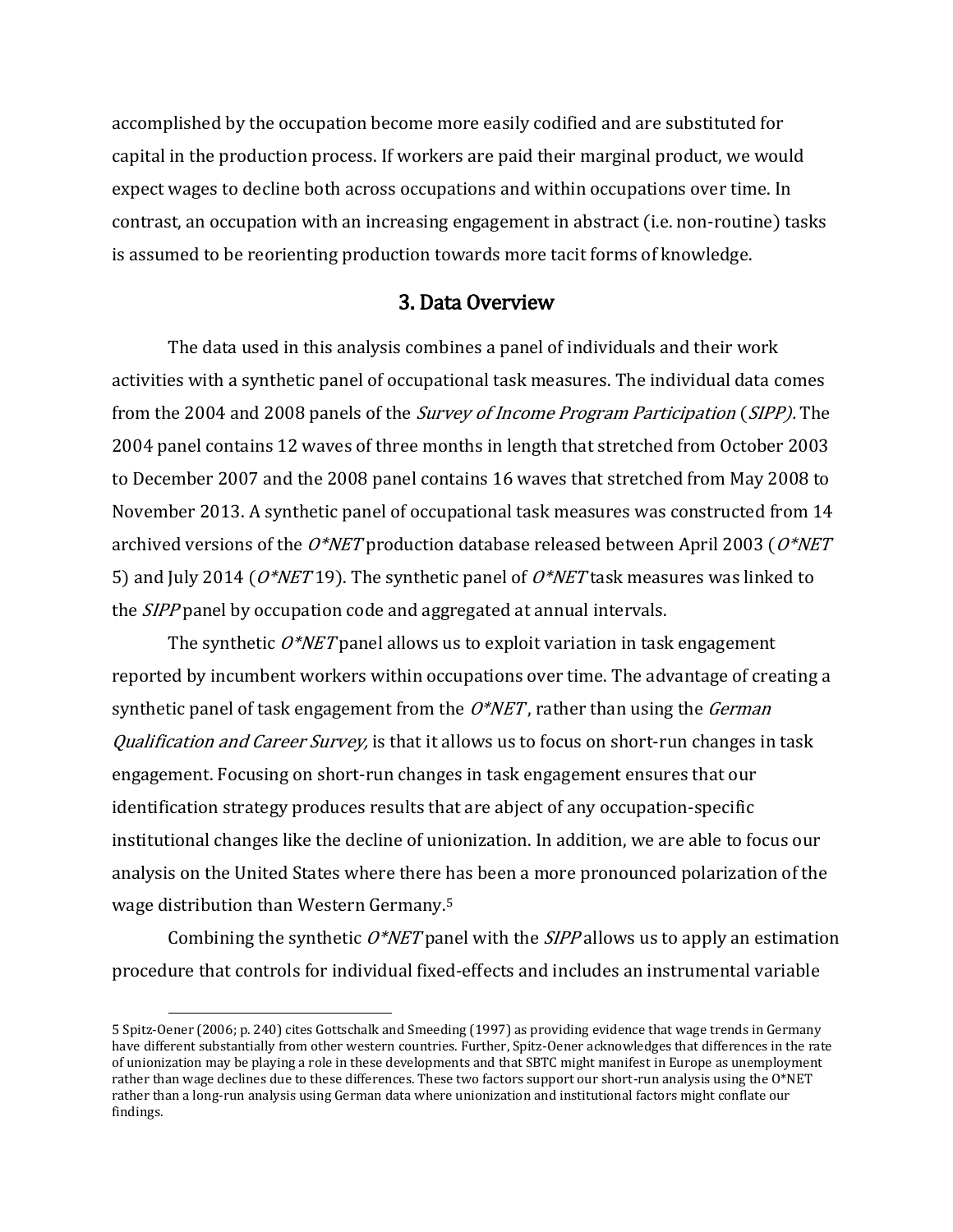accomplished by the occupation become more easily codified and are substituted for capital in the production process. If workers are paid their marginal product, we would expect wages to decline both across occupations and within occupations over time. In contrast, an occupation with an increasing engagement in abstract (i.e. non-routine) tasks is assumed to be reorienting production towards more tacit forms of knowledge.

## 3. Data Overview

The data used in this analysis combines a panel of individuals and their work activities with a synthetic panel of occupational task measures. The individual data comes from the 2004 and 2008 panels of the *Survey of Income Program Participation* (*SIPP).* The 2004 panel contains 12 waves of three months in length that stretched from October 2003 to December 2007 and the 2008 panel contains 16 waves that stretched from May 2008 to November 2013. A synthetic panel of occupational task measures was constructed from 14 archived versions of the *O*NET* production database released between April 2003 (*O*NET* 5) and July 2014 (*O*NET* 19). The synthetic panel of *O*NET* task measures was linked to the *SIPP* panel by occupation code and aggregated at annual intervals.

The synthetic *O*NET* panel allows us to exploit variation in task engagement reported by incumbent workers within occupations over time. The advantage of creating a synthetic panel of task engagement from the *O*NET* , rather than using the *German Qualification and Career Survey,* is that it allows us to focus on short-run changes in task engagement. Focusing on short-run changes in task engagement ensures that our identification strategy produces results that are abject of any occupation-specific institutional changes like the decline of unionization. In addition, we are able to focus our analysis on the United States where there has been a more pronounced polarization of the wage distribution than Western Germany.[5]

Combining the synthetic *O*NET* panel with the *SIPP* allows us to apply an estimation procedure that controls for individual fixed-effects and includes an instrumental variable

---

[5] Spitz-Oener (2006; p. 240) cites Gottschalk and Smeeding (1997) as providing evidence that wage trends in Germany have different substantially from other western countries. Further, Spitz-Oener acknowledges that differences in the rate of unionization may be playing a role in these developments and that SBTC might manifest in Europe as unemployment rather than wage declines due to these differences. These two factors support our short-run analysis using the O*NET rather than a long-run analysis using German data where unionization and institutional factors might conflate our findings.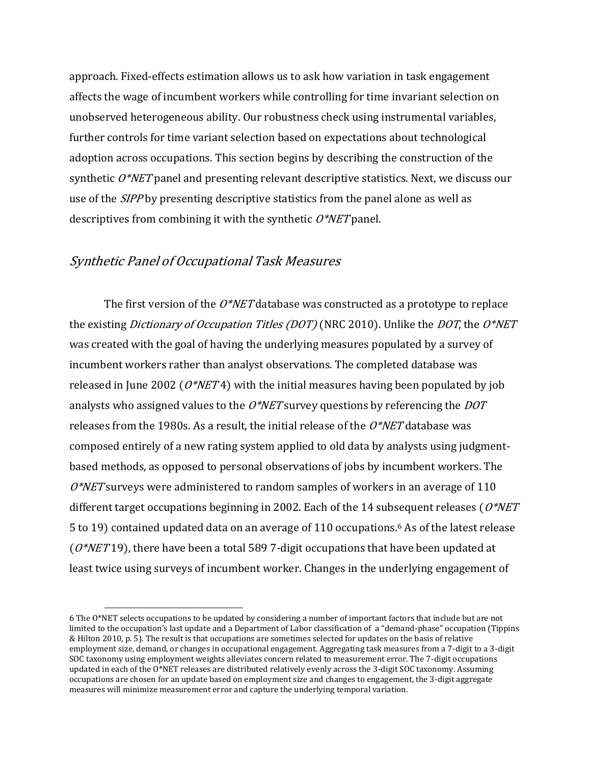approach. Fixed-effects estimation allows us to ask how variation in task engagement affects the wage of incumbent workers while controlling for time invariant selection on unobserved heterogeneous ability. Our robustness check using instrumental variables, further controls for time variant selection based on expectations about technological adoption across occupations. This section begins by describing the construction of the synthetic *O*NET* panel and presenting relevant descriptive statistics. Next, we discuss our use of the *SIPP* by presenting descriptive statistics from the panel alone as well as descriptives from combining it with the synthetic *O*NET* panel.

## *Synthetic Panel of Occupational Task Measures*

The first version of the *O*NET* database was constructed as a prototype to replace the existing *Dictionary of Occupation Titles (DOT)* (NRC 2010). Unlike the *DOT*, the *O*NET* was created with the goal of having the underlying measures populated by a survey of incumbent workers rather than analyst observations. The completed database was released in June 2002 (*O*NET* 4) with the initial measures having been populated by job analysts who assigned values to the *O*NET* survey questions by referencing the *DOT* releases from the 1980s. As a result, the initial release of the *O*NET* database was composed entirely of a new rating system applied to old data by analysts using judgment-based methods, as opposed to personal observations of jobs by incumbent workers. The *O*NET* surveys were administered to random samples of workers in an average of 110 different target occupations beginning in 2002. Each of the 14 subsequent releases (*O*NET* 5 to 19) contained updated data on an average of 110 occupations.[6] As of the latest release (*O*NET* 19), there have been a total 589 7-digit occupations that have been updated at least twice using surveys of incumbent worker. Changes in the underlying engagement of

6 The O*NET selects occupations to be updated by considering a number of important factors that include but are not limited to the occupation's last update and a Department of Labor classification of a "demand-phase" occupation (Tippins & Hilton 2010, p. 5). The result is that occupations are sometimes selected for updates on the basis of relative employment size, demand, or changes in occupational engagement. Aggregating task measures from a 7-digit to a 3-digit SOC taxonomy using employment weights alleviates concern related to measurement error. The 7-digit occupations updated in each of the O*NET releases are distributed relatively evenly across the 3-digit SOC taxonomy. Assuming occupations are chosen for an update based on employment size and changes to engagement, the 3-digit aggregate measures will minimize measurement error and capture the underlying temporal variation.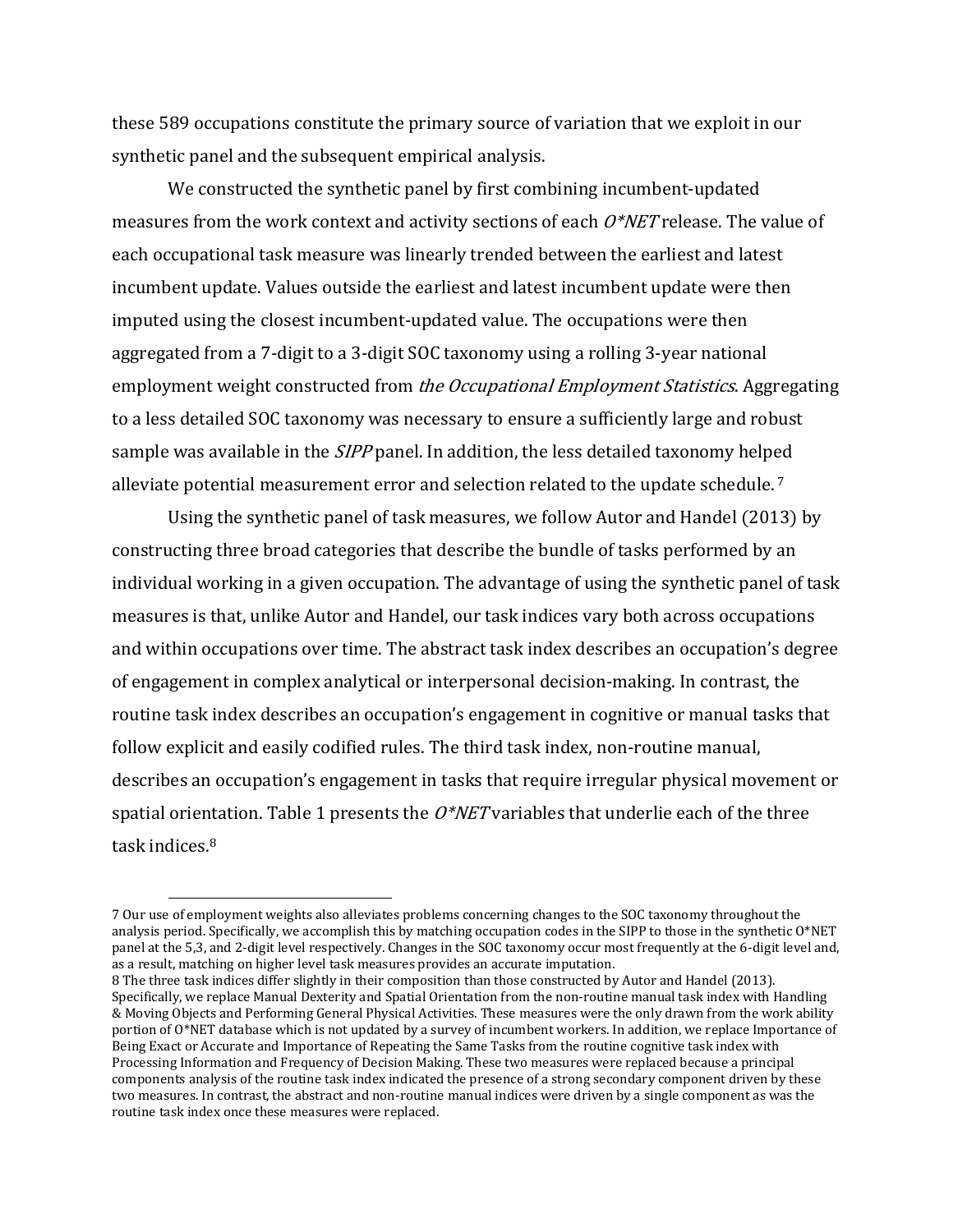these 589 occupations constitute the primary source of variation that we exploit in our synthetic panel and the subsequent empirical analysis.

We constructed the synthetic panel by first combining incumbent-updated measures from the work context and activity sections of each *O*NET* release. The value of each occupational task measure was linearly trended between the earliest and latest incumbent update. Values outside the earliest and latest incumbent update were then imputed using the closest incumbent-updated value. The occupations were then aggregated from a 7-digit to a 3-digit SOC taxonomy using a rolling 3-year national employment weight constructed from *the Occupational Employment Statistics*. Aggregating to a less detailed SOC taxonomy was necessary to ensure a sufficiently large and robust sample was available in the *SIPP* panel. In addition, the less detailed taxonomy helped alleviate potential measurement error and selection related to the update schedule.[7]

Using the synthetic panel of task measures, we follow Autor and Handel (2013) by constructing three broad categories that describe the bundle of tasks performed by an individual working in a given occupation. The advantage of using the synthetic panel of task measures is that, unlike Autor and Handel, our task indices vary both across occupations and within occupations over time. The abstract task index describes an occupation's degree of engagement in complex analytical or interpersonal decision-making. In contrast, the routine task index describes an occupation's engagement in cognitive or manual tasks that follow explicit and easily codified rules. The third task index, non-routine manual, describes an occupation's engagement in tasks that require irregular physical movement or spatial orientation. Table 1 presents the *O*NET* variables that underlie each of the three task indices.[8]

---

7 Our use of employment weights also alleviates problems concerning changes to the SOC taxonomy throughout the analysis period. Specifically, we accomplish this by matching occupation codes in the SIPP to those in the synthetic O*NET panel at the 5,3, and 2-digit level respectively. Changes in the SOC taxonomy occur most frequently at the 6-digit level and, as a result, matching on higher level task measures provides an accurate imputation.

8 The three task indices differ slightly in their composition than those constructed by Autor and Handel (2013). Specifically, we replace Manual Dexterity and Spatial Orientation from the non-routine manual task index with Handling & Moving Objects and Performing General Physical Activities. These measures were the only drawn from the work ability portion of O*NET database which is not updated by a survey of incumbent workers. In addition, we replace Importance of Being Exact or Accurate and Importance of Repeating the Same Tasks from the routine cognitive task index with Processing Information and Frequency of Decision Making. These two measures were replaced because a principal components analysis of the routine task index indicated the presence of a strong secondary component driven by these two measures. In contrast, the abstract and non-routine manual indices were driven by a single component as was the routine task index once these measures were replaced.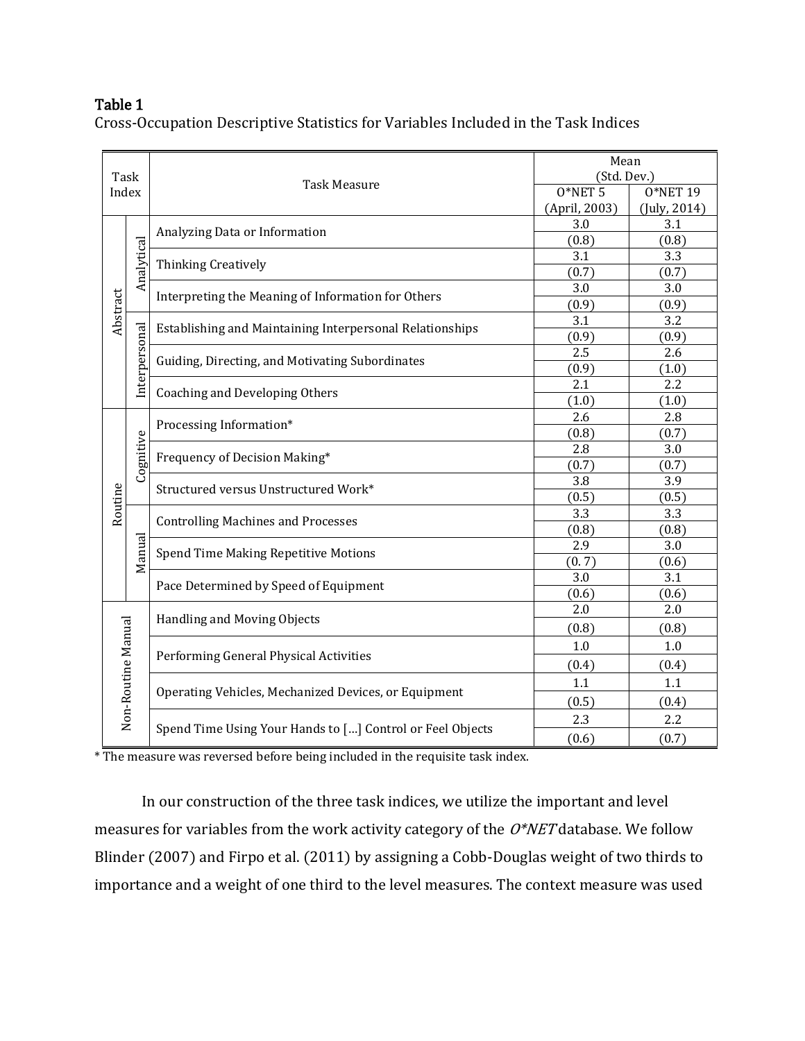**Table 1**

Cross-Occupation Descriptive Statistics for Variables Included in the Task Indices

| Task Index | | Task Measure | Mean (Std. Dev.) | |
|---|---|---|---|---|
| | | | O*NET 5 (April, 2003) | O*NET 19 (July, 2014) |
| Abstract | Analytical | Analyzing Data or Information | 3.0 | 3.1 |
| | | | (0.8) | (0.8) |
| | | Thinking Creatively | 3.1 | 3.3 |
| | | | (0.7) | (0.7) |
| | | Interpreting the Meaning of Information for Others | 3.0 | 3.0 |
| | | | (0.9) | (0.9) |
| | Interpersonal | Establishing and Maintaining Interpersonal Relationships | 3.1 | 3.2 |
| | | | (0.9) | (0.9) |
| | | Guiding, Directing, and Motivating Subordinates | 2.5 | 2.6 |
| | | | (0.9) | (1.0) |
| | | Coaching and Developing Others | 2.1 | 2.2 |
| | | | (1.0) | (1.0) |
| Routine | Cognitive | Processing Information* | 2.6 | 2.8 |
| | | | (0.8) | (0.7) |
| | | Frequency of Decision Making* | 2.8 | 3.0 |
| | | | (0.7) | (0.7) |
| | | Structured versus Unstructured Work* | 3.8 | 3.9 |
| | | | (0.5) | (0.5) |
| | Manual | Controlling Machines and Processes | 3.3 | 3.3 |
| | | | (0.8) | (0.8) |
| | | Spend Time Making Repetitive Motions | 2.9 | 3.0 |
| | | | (0. 7) | (0.6) |
| | | Pace Determined by Speed of Equipment | 3.0 | 3.1 |
| | | | (0.6) | (0.6) |
| Non-Routine Manual | | Handling and Moving Objects | 2.0 | 2.0 |
| | | | (0.8) | (0.8) |
| | | Performing General Physical Activities | 1.0 | 1.0 |
| | | | (0.4) | (0.4) |
| | | Operating Vehicles, Mechanized Devices, or Equipment | 1.1 | 1.1 |
| | | | (0.5) | (0.4) |
| | | Spend Time Using Your Hands to […] Control or Feel Objects | 2.3 | 2.2 |
| | | | (0.6) | (0.7) |

\* The measure was reversed before being included in the requisite task index.

In our construction of the three task indices, we utilize the important and level measures for variables from the work activity category of the *O*NET* database. We follow Blinder (2007) and Firpo et al. (2011) by assigning a Cobb-Douglas weight of two thirds to importance and a weight of one third to the level measures. The context measure was used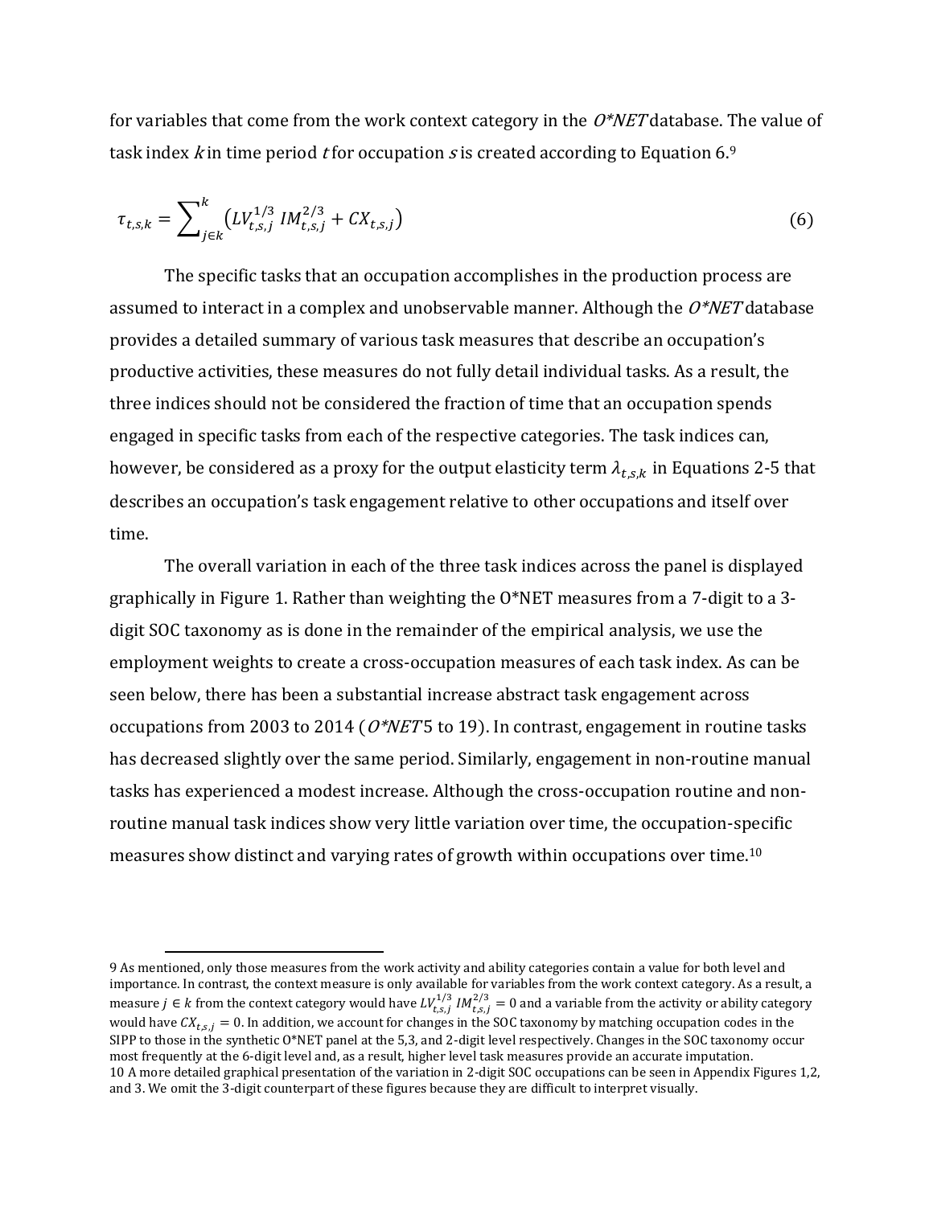for variables that come from the work context category in the *O\*NET* database. The value of task index $k$ in time period $t$ for occupation $s$ is created according to Equation 6.[9]

$$\tau_{t,s,k} = \sum_{j \in k}^{k} \left( LV_{t,s,j}^{1/3} \, IM_{t,s,j}^{2/3} + CX_{t,s,j} \right) \tag{6}$$

The specific tasks that an occupation accomplishes in the production process are assumed to interact in a complex and unobservable manner. Although the *O\*NET* database provides a detailed summary of various task measures that describe an occupation's productive activities, these measures do not fully detail individual tasks. As a result, the three indices should not be considered the fraction of time that an occupation spends engaged in specific tasks from each of the respective categories. The task indices can, however, be considered as a proxy for the output elasticity term $\lambda_{t,s,k}$ in Equations 2-5 that describes an occupation's task engagement relative to other occupations and itself over time.

The overall variation in each of the three task indices across the panel is displayed graphically in Figure 1. Rather than weighting the O\*NET measures from a 7-digit to a 3-digit SOC taxonomy as is done in the remainder of the empirical analysis, we use the employment weights to create a cross-occupation measures of each task index. As can be seen below, there has been a substantial increase abstract task engagement across occupations from 2003 to 2014 (*O\*NET* 5 to 19). In contrast, engagement in routine tasks has decreased slightly over the same period. Similarly, engagement in non-routine manual tasks has experienced a modest increase. Although the cross-occupation routine and non-routine manual task indices show very little variation over time, the occupation-specific measures show distinct and varying rates of growth within occupations over time.[10]

---

9 As mentioned, only those measures from the work activity and ability categories contain a value for both level and importance. In contrast, the context measure is only available for variables from the work context category. As a result, a measure $j \in k$ from the context category would have $LV_{t,s,j}^{1/3} \, IM_{t,s,j}^{2/3} = 0$ and a variable from the activity or ability category would have $CX_{t,s,j} = 0$. In addition, we account for changes in the SOC taxonomy by matching occupation codes in the SIPP to those in the synthetic O\*NET panel at the 5,3, and 2-digit level respectively. Changes in the SOC taxonomy occur most frequently at the 6-digit level and, as a result, higher level task measures provide an accurate imputation.

10 A more detailed graphical presentation of the variation in 2-digit SOC occupations can be seen in Appendix Figures 1,2, and 3. We omit the 3-digit counterpart of these figures because they are difficult to interpret visually.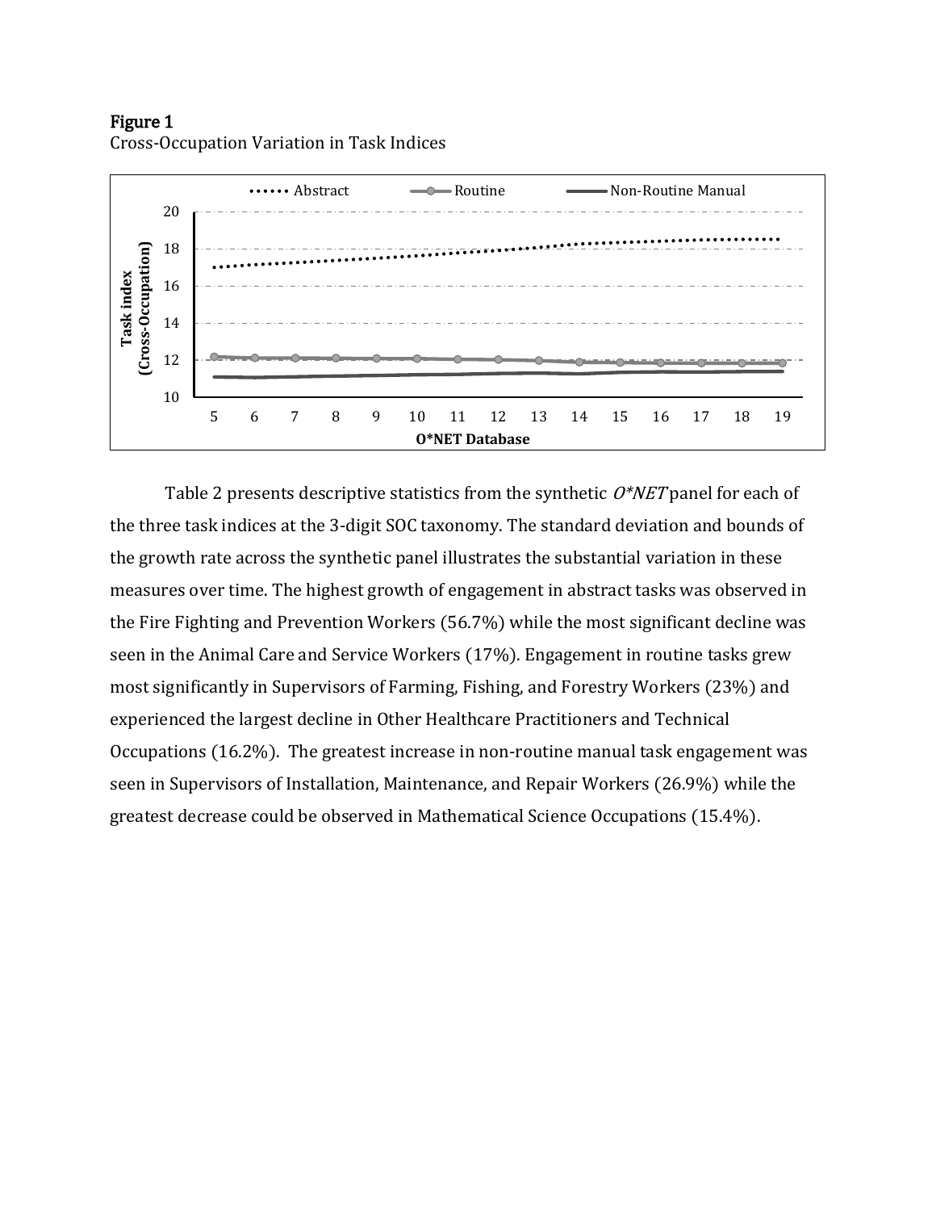**Figure 1**

Cross-Occupation Variation in Task Indices

Table 2 presents descriptive statistics from the synthetic *O*NET* panel for each of the three task indices at the 3-digit SOC taxonomy. The standard deviation and bounds of the growth rate across the synthetic panel illustrates the substantial variation in these measures over time. The highest growth of engagement in abstract tasks was observed in the Fire Fighting and Prevention Workers (56.7%) while the most significant decline was seen in the Animal Care and Service Workers (17%). Engagement in routine tasks grew most significantly in Supervisors of Farming, Fishing, and Forestry Workers (23%) and experienced the largest decline in Other Healthcare Practitioners and Technical Occupations (16.2%). The greatest increase in non-routine manual task engagement was seen in Supervisors of Installation, Maintenance, and Repair Workers (26.9%) while the greatest decrease could be observed in Mathematical Science Occupations (15.4%).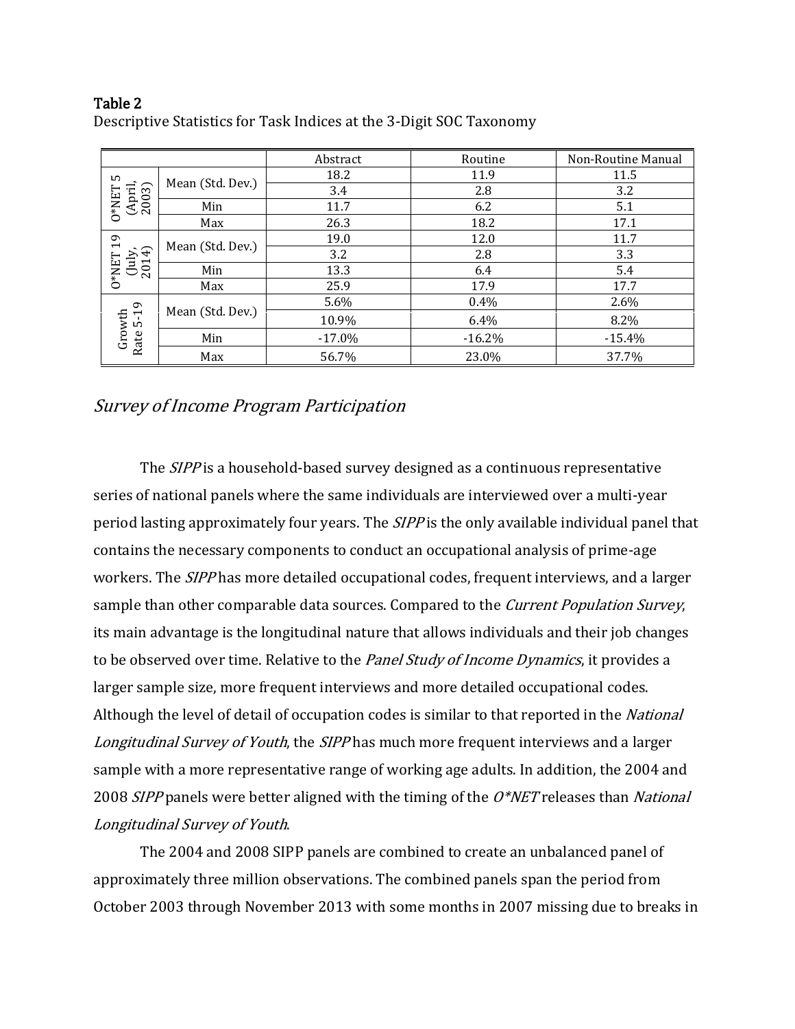**Table 2**

Descriptive Statistics for Task Indices at the 3-Digit SOC Taxonomy

| | | Abstract | Routine | Non-Routine Manual |
|---|---|---|---|---|
| O*NET 5 (April, 2003) | Mean (Std. Dev.) | 18.2 | 11.9 | 11.5 |
| | | 3.4 | 2.8 | 3.2 |
| | Min | 11.7 | 6.2 | 5.1 |
| | Max | 26.3 | 18.2 | 17.1 |
| O*NET 19 (July, 2014) | Mean (Std. Dev.) | 19.0 | 12.0 | 11.7 |
| | | 3.2 | 2.8 | 3.3 |
| | Min | 13.3 | 6.4 | 5.4 |
| | Max | 25.9 | 17.9 | 17.7 |
| Growth Rate 5-19 | Mean (Std. Dev.) | 5.6% | 0.4% | 2.6% |
| | | 10.9% | 6.4% | 8.2% |
| | Min | -17.0% | -16.2% | -15.4% |
| | Max | 56.7% | 23.0% | 37.7% |

## *Survey of Income Program Participation*

The *SIPP* is a household-based survey designed as a continuous representative series of national panels where the same individuals are interviewed over a multi-year period lasting approximately four years. The *SIPP* is the only available individual panel that contains the necessary components to conduct an occupational analysis of prime-age workers. The *SIPP* has more detailed occupational codes, frequent interviews, and a larger sample than other comparable data sources. Compared to the *Current Population Survey*, its main advantage is the longitudinal nature that allows individuals and their job changes to be observed over time. Relative to the *Panel Study of Income Dynamics*, it provides a larger sample size, more frequent interviews and more detailed occupational codes. Although the level of detail of occupation codes is similar to that reported in the *National Longitudinal Survey of Youth*, the *SIPP* has much more frequent interviews and a larger sample with a more representative range of working age adults. In addition, the 2004 and 2008 *SIPP* panels were better aligned with the timing of the *O*NET* releases than *National Longitudinal Survey of Youth*.

The 2004 and 2008 SIPP panels are combined to create an unbalanced panel of approximately three million observations. The combined panels span the period from October 2003 through November 2013 with some months in 2007 missing due to breaks in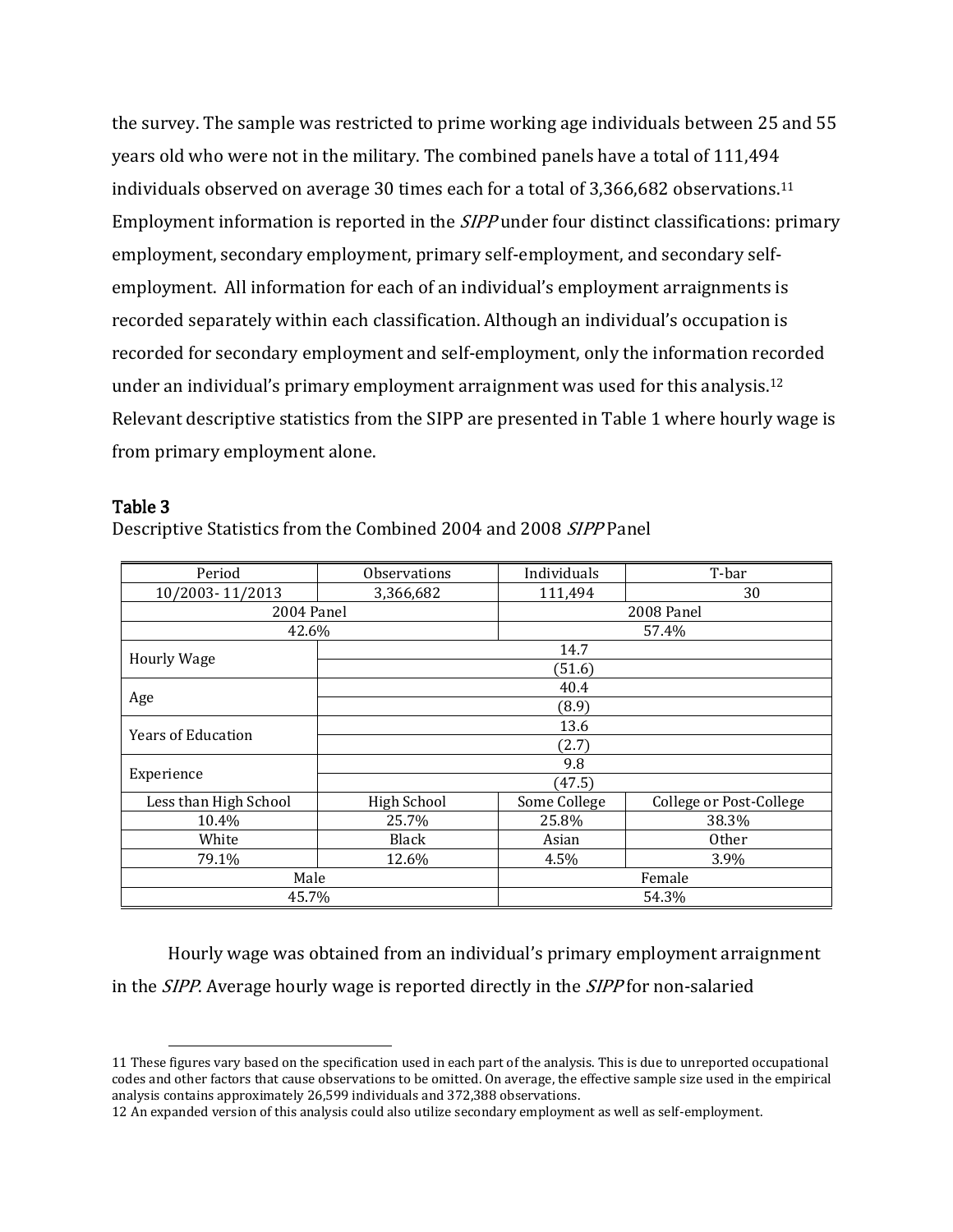the survey. The sample was restricted to prime working age individuals between 25 and 55 years old who were not in the military. The combined panels have a total of 111,494 individuals observed on average 30 times each for a total of 3,366,682 observations.[11] Employment information is reported in the *SIPP* under four distinct classifications: primary employment, secondary employment, primary self-employment, and secondary self-employment. All information for each of an individual's employment arraignments is recorded separately within each classification. Although an individual's occupation is recorded for secondary employment and self-employment, only the information recorded under an individual's primary employment arraignment was used for this analysis.[12] Relevant descriptive statistics from the SIPP are presented in Table 1 where hourly wage is from primary employment alone.

**Table 3**

Descriptive Statistics from the Combined 2004 and 2008 *SIPP* Panel

| Period | Observations | Individuals | T-bar |
|---|---|---|---|
| 10/2003- 11/2013 | 3,366,682 | 111,494 | 30 |
| 2004 Panel | | 2008 Panel | |
| 42.6% | | 57.4% | |
| Hourly Wage | 14.7 | | |
| | (51.6) | | |
| Age | 40.4 | | |
| | (8.9) | | |
| Years of Education | 13.6 | | |
| | (2.7) | | |
| Experience | 9.8 | | |
| | (47.5) | | |
| Less than High School | High School | Some College | College or Post-College |
| 10.4% | 25.7% | 25.8% | 38.3% |
| White | Black | Asian | Other |
| 79.1% | 12.6% | 4.5% | 3.9% |
| Male | | Female | |
| 45.7% | | 54.3% | |

Hourly wage was obtained from an individual's primary employment arraignment in the *SIPP*. Average hourly wage is reported directly in the *SIPP* for non-salaried

---

11 These figures vary based on the specification used in each part of the analysis. This is due to unreported occupational codes and other factors that cause observations to be omitted. On average, the effective sample size used in the empirical analysis contains approximately 26,599 individuals and 372,388 observations.

12 An expanded version of this analysis could also utilize secondary employment as well as self-employment.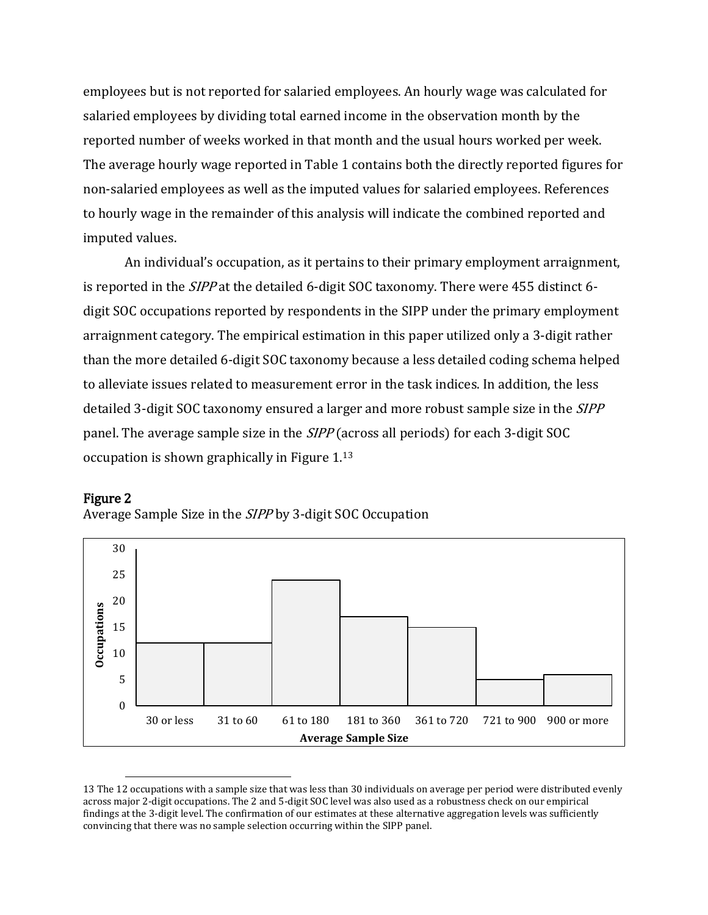employees but is not reported for salaried employees. An hourly wage was calculated for salaried employees by dividing total earned income in the observation month by the reported number of weeks worked in that month and the usual hours worked per week. The average hourly wage reported in Table 1 contains both the directly reported figures for non-salaried employees as well as the imputed values for salaried employees. References to hourly wage in the remainder of this analysis will indicate the combined reported and imputed values.

An individual's occupation, as it pertains to their primary employment arraignment, is reported in the *SIPP* at the detailed 6-digit SOC taxonomy. There were 455 distinct 6-digit SOC occupations reported by respondents in the SIPP under the primary employment arraignment category. The empirical estimation in this paper utilized only a 3-digit rather than the more detailed 6-digit SOC taxonomy because a less detailed coding schema helped to alleviate issues related to measurement error in the task indices. In addition, the less detailed 3-digit SOC taxonomy ensured a larger and more robust sample size in the *SIPP* panel. The average sample size in the *SIPP* (across all periods) for each 3-digit SOC occupation is shown graphically in Figure 1.[13]

**Figure 2**

Average Sample Size in the *SIPP* by 3-digit SOC Occupation

| Average Sample Size | Occupations |
|---|---|
| 30 or less | 12 |
| 31 to 60 | 12 |
| 61 to 180 | 24 |
| 181 to 360 | 17 |
| 361 to 720 | 15 |
| 721 to 900 | 5 |
| 900 or more | 6 |

13 The 12 occupations with a sample size that was less than 30 individuals on average per period were distributed evenly across major 2-digit occupations. The 2 and 5-digit SOC level was also used as a robustness check on our empirical findings at the 3-digit level. The confirmation of our estimates at these alternative aggregation levels was sufficiently convincing that there was no sample selection occurring within the SIPP panel.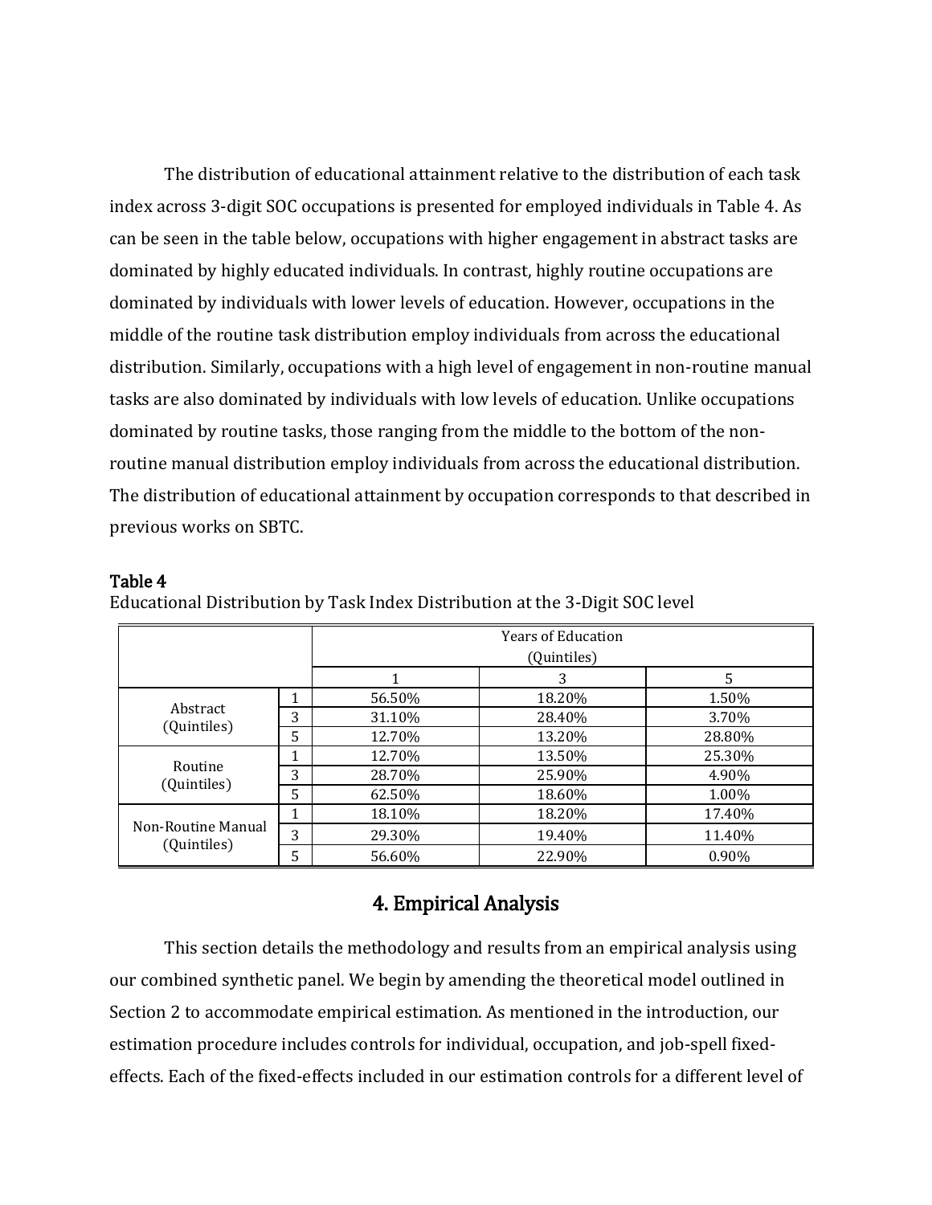The distribution of educational attainment relative to the distribution of each task index across 3-digit SOC occupations is presented for employed individuals in Table 4. As can be seen in the table below, occupations with higher engagement in abstract tasks are dominated by highly educated individuals. In contrast, highly routine occupations are dominated by individuals with lower levels of education. However, occupations in the middle of the routine task distribution employ individuals from across the educational distribution. Similarly, occupations with a high level of engagement in non-routine manual tasks are also dominated by individuals with low levels of education. Unlike occupations dominated by routine tasks, those ranging from the middle to the bottom of the non-routine manual distribution employ individuals from across the educational distribution. The distribution of educational attainment by occupation corresponds to that described in previous works on SBTC.

**Table 4**

Educational Distribution by Task Index Distribution at the 3-Digit SOC level

| | | Years of Education (Quintiles) | | |
|---|---|---|---|---|
| | | 1 | 3 | 5 |
| Abstract (Quintiles) | 1 | 56.50% | 18.20% | 1.50% |
| | 3 | 31.10% | 28.40% | 3.70% |
| | 5 | 12.70% | 13.20% | 28.80% |
| Routine (Quintiles) | 1 | 12.70% | 13.50% | 25.30% |
| | 3 | 28.70% | 25.90% | 4.90% |
| | 5 | 62.50% | 18.60% | 1.00% |
| Non-Routine Manual (Quintiles) | 1 | 18.10% | 18.20% | 17.40% |
| | 3 | 29.30% | 19.40% | 11.40% |
| | 5 | 56.60% | 22.90% | 0.90% |

## 4. Empirical Analysis

This section details the methodology and results from an empirical analysis using our combined synthetic panel. We begin by amending the theoretical model outlined in Section 2 to accommodate empirical estimation. As mentioned in the introduction, our estimation procedure includes controls for individual, occupation, and job-spell fixed-effects. Each of the fixed-effects included in our estimation controls for a different level of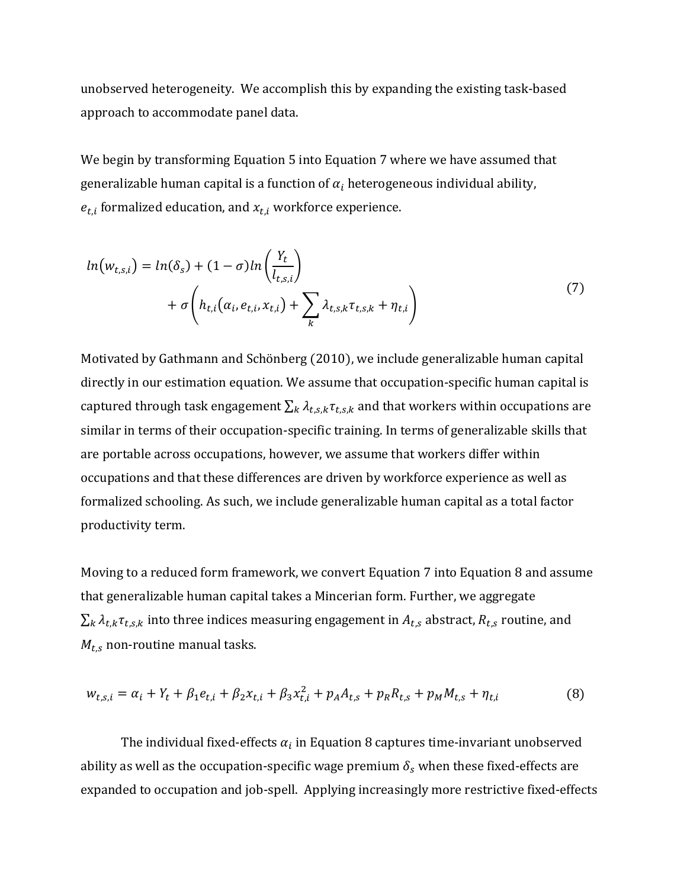unobserved heterogeneity. We accomplish this by expanding the existing task-based approach to accommodate panel data.

We begin by transforming Equation 5 into Equation 7 where we have assumed that generalizable human capital is a function of $\alpha_i$ heterogeneous individual ability, $e_{t,i}$ formalized education, and $x_{t,i}$ workforce experience.

$$ln(w_{t,s,i}) = ln(\delta_s) + (1-\sigma)ln\left(\frac{Y_t}{l_{t,s,i}}\right) + \sigma\left(h_{t,i}(\alpha_i, e_{t,i}, x_{t,i}) + \sum_k \lambda_{t,s,k}\tau_{t,s,k} + \eta_{t,i}\right) \tag{7}$$

Motivated by Gathmann and Schönberg (2010), we include generalizable human capital directly in our estimation equation. We assume that occupation-specific human capital is captured through task engagement $\sum_k \lambda_{t,s,k}\tau_{t,s,k}$ and that workers within occupations are similar in terms of their occupation-specific training. In terms of generalizable skills that are portable across occupations, however, we assume that workers differ within occupations and that these differences are driven by workforce experience as well as formalized schooling. As such, we include generalizable human capital as a total factor productivity term.

Moving to a reduced form framework, we convert Equation 7 into Equation 8 and assume that generalizable human capital takes a Mincerian form. Further, we aggregate $\sum_k \lambda_{t,k}\tau_{t,s,k}$ into three indices measuring engagement in $A_{t,s}$ abstract, $R_{t,s}$ routine, and $M_{t,s}$ non-routine manual tasks.

$$w_{t,s,i} = \alpha_i + Y_t + \beta_1 e_{t,i} + \beta_2 x_{t,i} + \beta_3 x_{t,i}^2 + p_A A_{t,s} + p_R R_{t,s} + p_M M_{t,s} + \eta_{t,i} \tag{8}$$

The individual fixed-effects $\alpha_i$ in Equation 8 captures time-invariant unobserved ability as well as the occupation-specific wage premium $\delta_s$ when these fixed-effects are expanded to occupation and job-spell. Applying increasingly more restrictive fixed-effects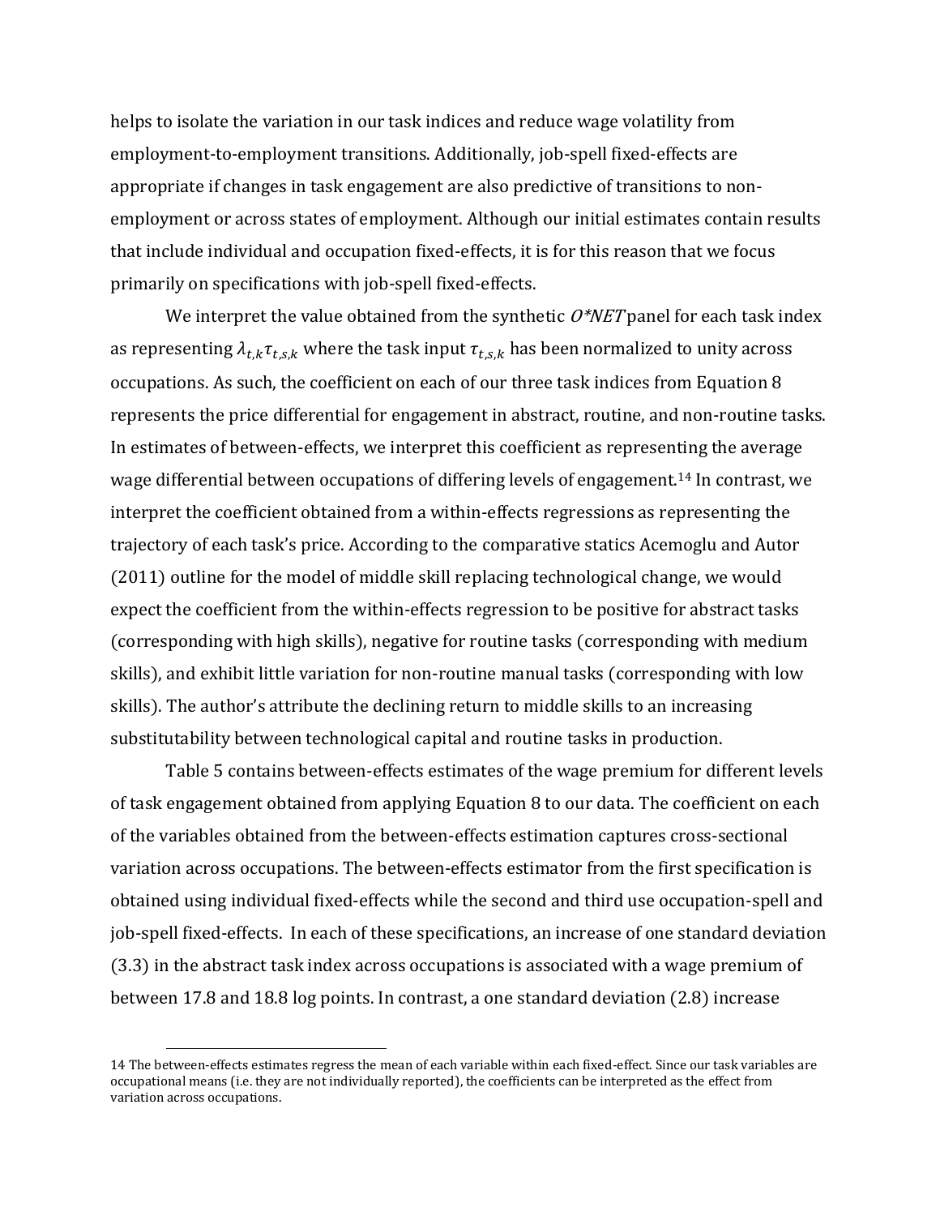helps to isolate the variation in our task indices and reduce wage volatility from employment-to-employment transitions. Additionally, job-spell fixed-effects are appropriate if changes in task engagement are also predictive of transitions to non-employment or across states of employment. Although our initial estimates contain results that include individual and occupation fixed-effects, it is for this reason that we focus primarily on specifications with job-spell fixed-effects.

We interpret the value obtained from the synthetic *O\*NET* panel for each task index as representing $\lambda_{t,k}\tau_{t,s,k}$ where the task input $\tau_{t,s,k}$ has been normalized to unity across occupations. As such, the coefficient on each of our three task indices from Equation 8 represents the price differential for engagement in abstract, routine, and non-routine tasks. In estimates of between-effects, we interpret this coefficient as representing the average wage differential between occupations of differing levels of engagement.[14] In contrast, we interpret the coefficient obtained from a within-effects regressions as representing the trajectory of each task's price. According to the comparative statics Acemoglu and Autor (2011) outline for the model of middle skill replacing technological change, we would expect the coefficient from the within-effects regression to be positive for abstract tasks (corresponding with high skills), negative for routine tasks (corresponding with medium skills), and exhibit little variation for non-routine manual tasks (corresponding with low skills). The author's attribute the declining return to middle skills to an increasing substitutability between technological capital and routine tasks in production.

Table 5 contains between-effects estimates of the wage premium for different levels of task engagement obtained from applying Equation 8 to our data. The coefficient on each of the variables obtained from the between-effects estimation captures cross-sectional variation across occupations. The between-effects estimator from the first specification is obtained using individual fixed-effects while the second and third use occupation-spell and job-spell fixed-effects. In each of these specifications, an increase of one standard deviation (3.3) in the abstract task index across occupations is associated with a wage premium of between 17.8 and 18.8 log points. In contrast, a one standard deviation (2.8) increase

---

14 The between-effects estimates regress the mean of each variable within each fixed-effect. Since our task variables are occupational means (i.e. they are not individually reported), the coefficients can be interpreted as the effect from variation across occupations.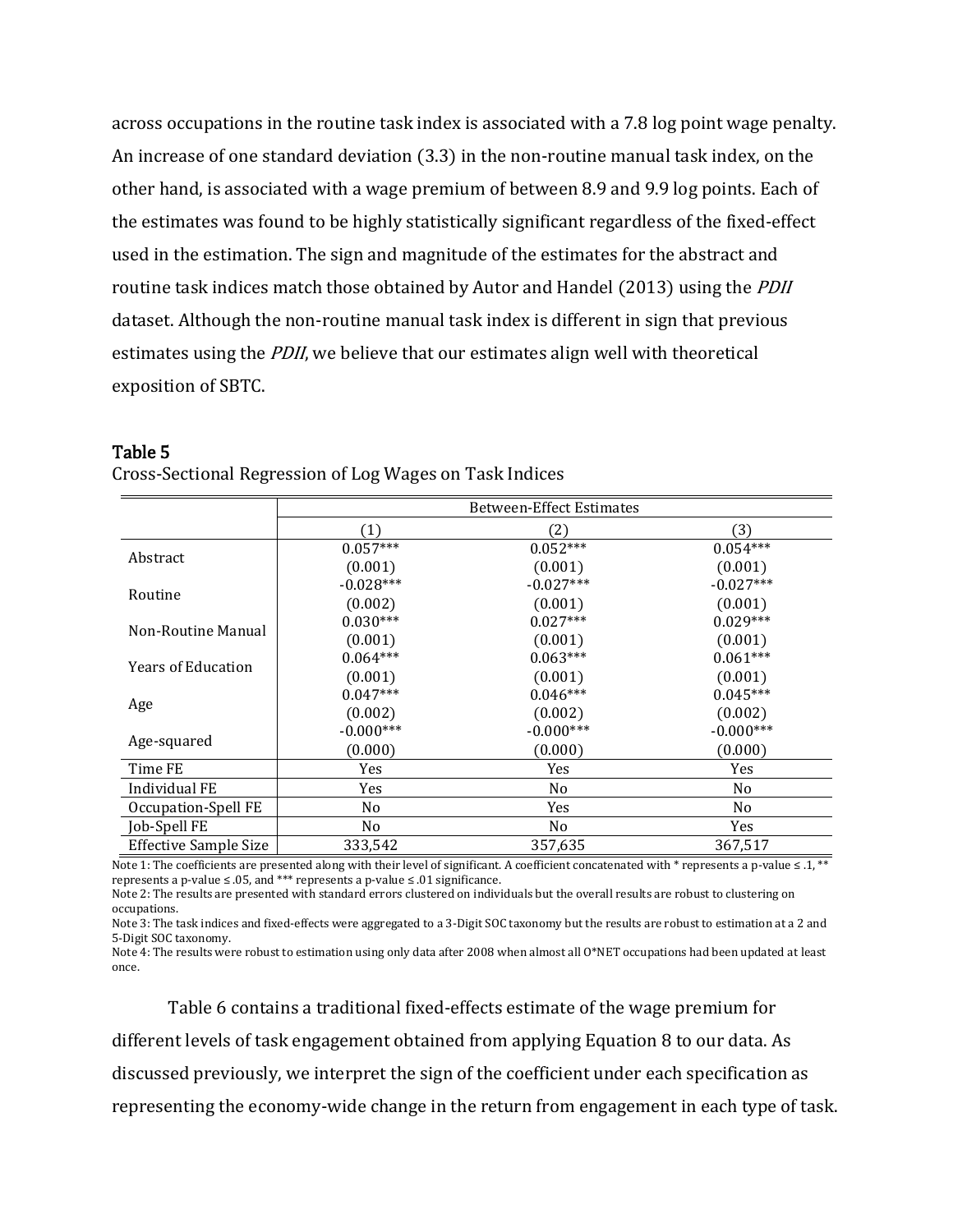across occupations in the routine task index is associated with a 7.8 log point wage penalty. An increase of one standard deviation (3.3) in the non-routine manual task index, on the other hand, is associated with a wage premium of between 8.9 and 9.9 log points. Each of the estimates was found to be highly statistically significant regardless of the fixed-effect used in the estimation. The sign and magnitude of the estimates for the abstract and routine task indices match those obtained by Autor and Handel (2013) using the *PDII* dataset. Although the non-routine manual task index is different in sign that previous estimates using the *PDII*, we believe that our estimates align well with theoretical exposition of SBTC.

**Table 5**

Cross-Sectional Regression of Log Wages on Task Indices

| | Between-Effect Estimates | | |
|---|---|---|---|
| | (1) | (2) | (3) |
| Abstract | 0.057*** | 0.052*** | 0.054*** |
| | (0.001) | (0.001) | (0.001) |
| Routine | -0.028*** | -0.027*** | -0.027*** |
| | (0.002) | (0.001) | (0.001) |
| Non-Routine Manual | 0.030*** | 0.027*** | 0.029*** |
| | (0.001) | (0.001) | (0.001) |
| Years of Education | 0.064*** | 0.063*** | 0.061*** |
| | (0.001) | (0.001) | (0.001) |
| Age | 0.047*** | 0.046*** | 0.045*** |
| | (0.002) | (0.002) | (0.002) |
| Age-squared | -0.000*** | -0.000*** | -0.000*** |
| | (0.000) | (0.000) | (0.000) |
| Time FE | Yes | Yes | Yes |
| Individual FE | Yes | No | No |
| Occupation-Spell FE | No | Yes | No |
| Job-Spell FE | No | No | Yes |
| Effective Sample Size | 333,542 | 357,635 | 367,517 |

Note 1: The coefficients are presented along with their level of significant. A coefficient concatenated with * represents a p-value ≤ .1, ** represents a p-value ≤ .05, and *** represents a p-value ≤ .01 significance.
Note 2: The results are presented with standard errors clustered on individuals but the overall results are robust to clustering on occupations.
Note 3: The task indices and fixed-effects were aggregated to a 3-Digit SOC taxonomy but the results are robust to estimation at a 2 and 5-Digit SOC taxonomy.
Note 4: The results were robust to estimation using only data after 2008 when almost all O*NET occupations had been updated at least once.

Table 6 contains a traditional fixed-effects estimate of the wage premium for different levels of task engagement obtained from applying Equation 8 to our data. As discussed previously, we interpret the sign of the coefficient under each specification as representing the economy-wide change in the return from engagement in each type of task.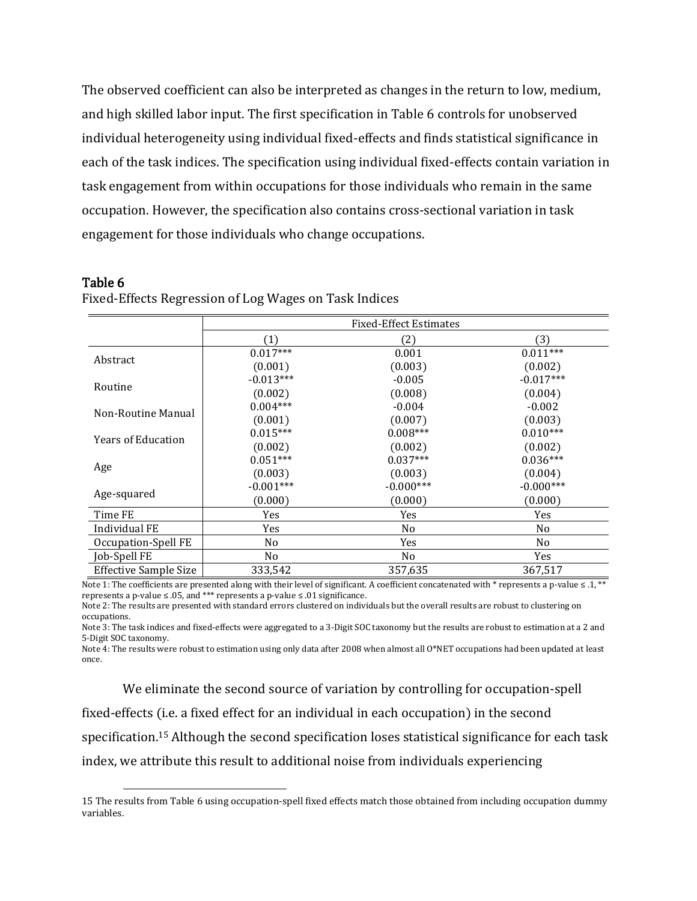The observed coefficient can also be interpreted as changes in the return to low, medium, and high skilled labor input. The first specification in Table 6 controls for unobserved individual heterogeneity using individual fixed-effects and finds statistical significance in each of the task indices. The specification using individual fixed-effects contain variation in task engagement from within occupations for those individuals who remain in the same occupation. However, the specification also contains cross-sectional variation in task engagement for those individuals who change occupations.

**Table 6**

Fixed-Effects Regression of Log Wages on Task Indices

| | Fixed-Effect Estimates | | |
|---|---|---|---|
| | (1) | (2) | (3) |
| Abstract | 0.017*** | 0.001 | 0.011*** |
| | (0.001) | (0.003) | (0.002) |
| Routine | -0.013*** | -0.005 | -0.017*** |
| | (0.002) | (0.008) | (0.004) |
| Non-Routine Manual | 0.004*** | -0.004 | -0.002 |
| | (0.001) | (0.007) | (0.003) |
| Years of Education | 0.015*** | 0.008*** | 0.010*** |
| | (0.002) | (0.002) | (0.002) |
| Age | 0.051*** | 0.037*** | 0.036*** |
| | (0.003) | (0.003) | (0.004) |
| Age-squared | -0.001*** | -0.000*** | -0.000*** |
| | (0.000) | (0.000) | (0.000) |
| Time FE | Yes | Yes | Yes |
| Individual FE | Yes | No | No |
| Occupation-Spell FE | No | Yes | No |
| Job-Spell FE | No | No | Yes |
| Effective Sample Size | 333,542 | 357,635 | 367,517 |

Note 1: The coefficients are presented along with their level of significant. A coefficient concatenated with * represents a p-value ≤ .1, ** represents a p-value ≤ .05, and *** represents a p-value ≤ .01 significance.
Note 2: The results are presented with standard errors clustered on individuals but the overall results are robust to clustering on occupations.
Note 3: The task indices and fixed-effects were aggregated to a 3-Digit SOC taxonomy but the results are robust to estimation at a 2 and 5-Digit SOC taxonomy.
Note 4: The results were robust to estimation using only data after 2008 when almost all O*NET occupations had been updated at least once.

We eliminate the second source of variation by controlling for occupation-spell fixed-effects (i.e. a fixed effect for an individual in each occupation) in the second specification.[15] Although the second specification loses statistical significance for each task index, we attribute this result to additional noise from individuals experiencing

15 The results from Table 6 using occupation-spell fixed effects match those obtained from including occupation dummy variables.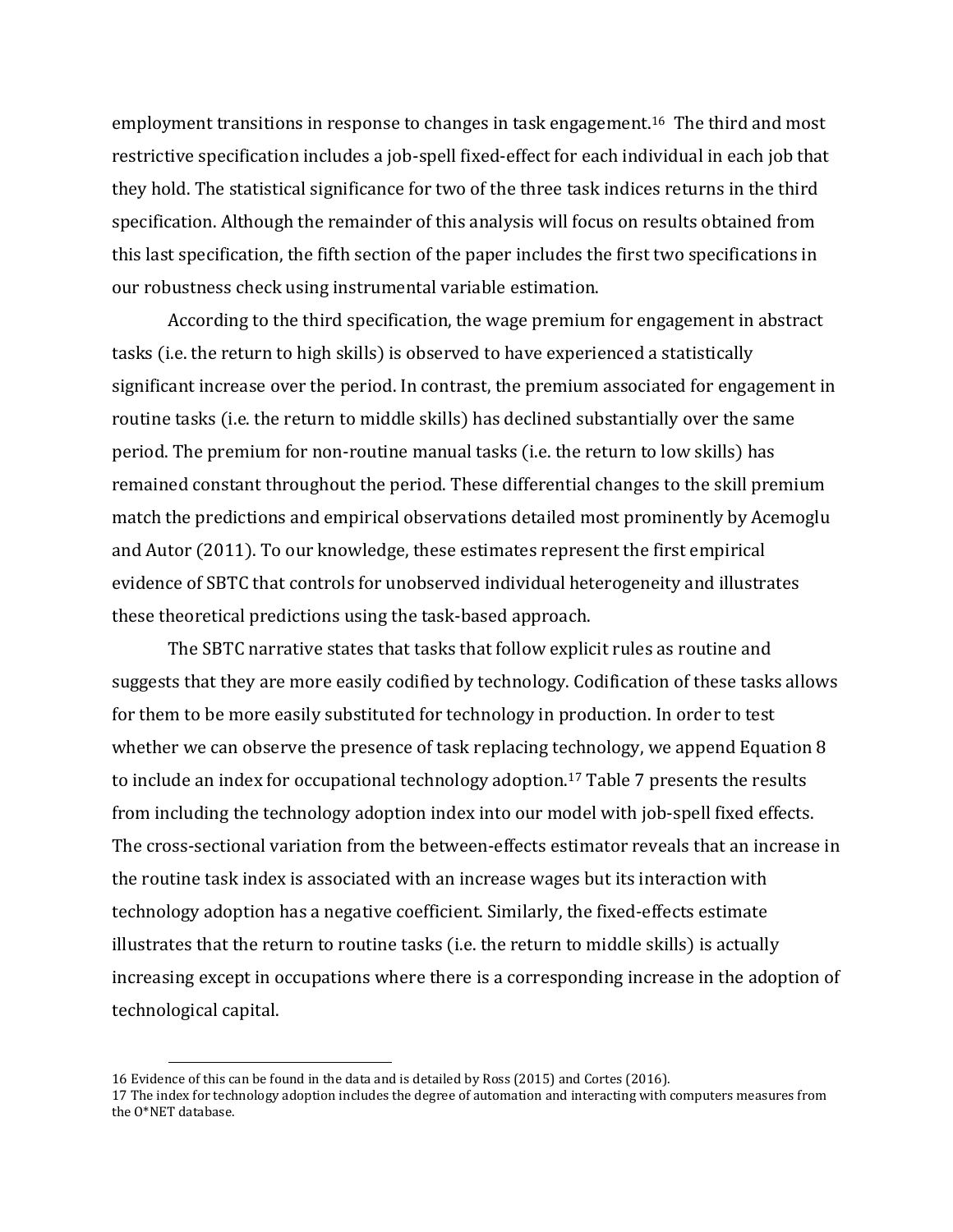employment transitions in response to changes in task engagement.[16] The third and most restrictive specification includes a job-spell fixed-effect for each individual in each job that they hold. The statistical significance for two of the three task indices returns in the third specification. Although the remainder of this analysis will focus on results obtained from this last specification, the fifth section of the paper includes the first two specifications in our robustness check using instrumental variable estimation.

According to the third specification, the wage premium for engagement in abstract tasks (i.e. the return to high skills) is observed to have experienced a statistically significant increase over the period. In contrast, the premium associated for engagement in routine tasks (i.e. the return to middle skills) has declined substantially over the same period. The premium for non-routine manual tasks (i.e. the return to low skills) has remained constant throughout the period. These differential changes to the skill premium match the predictions and empirical observations detailed most prominently by Acemoglu and Autor (2011). To our knowledge, these estimates represent the first empirical evidence of SBTC that controls for unobserved individual heterogeneity and illustrates these theoretical predictions using the task-based approach.

The SBTC narrative states that tasks that follow explicit rules as routine and suggests that they are more easily codified by technology. Codification of these tasks allows for them to be more easily substituted for technology in production. In order to test whether we can observe the presence of task replacing technology, we append Equation 8 to include an index for occupational technology adoption.[17] Table 7 presents the results from including the technology adoption index into our model with job-spell fixed effects. The cross-sectional variation from the between-effects estimator reveals that an increase in the routine task index is associated with an increase wages but its interaction with technology adoption has a negative coefficient. Similarly, the fixed-effects estimate illustrates that the return to routine tasks (i.e. the return to middle skills) is actually increasing except in occupations where there is a corresponding increase in the adoption of technological capital.

---

16 Evidence of this can be found in the data and is detailed by Ross (2015) and Cortes (2016).

17 The index for technology adoption includes the degree of automation and interacting with computers measures from the O*NET database.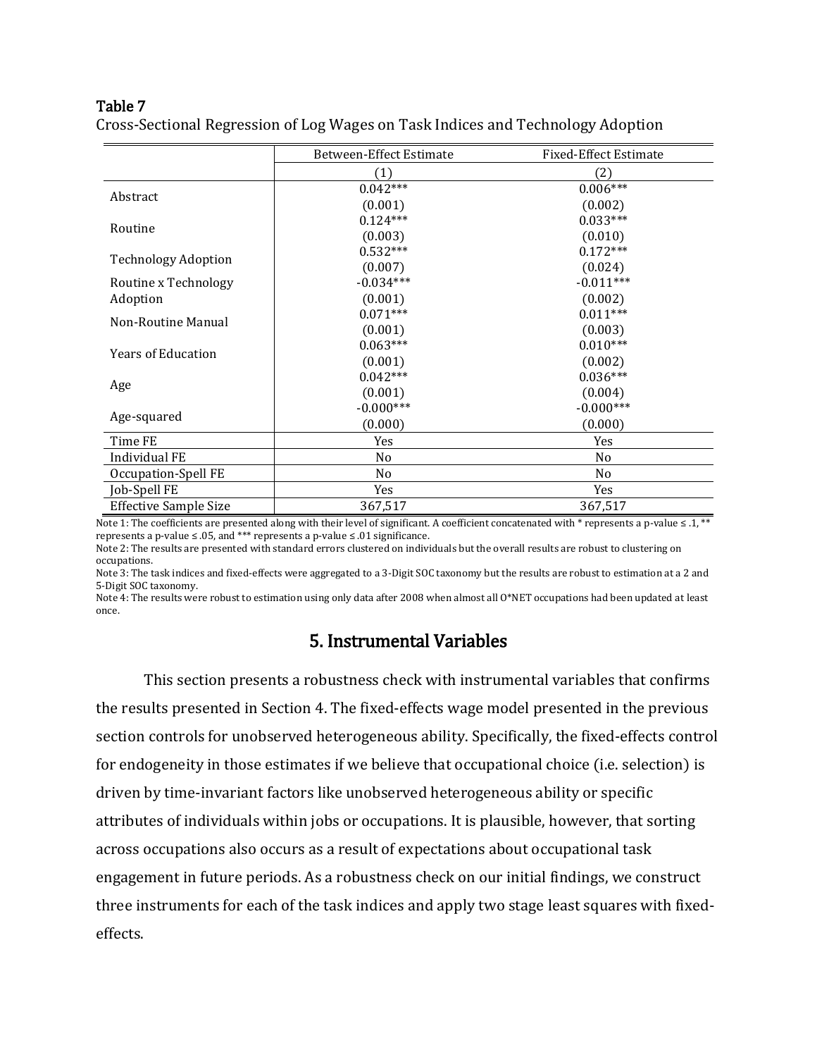**Table 7**
Cross-Sectional Regression of Log Wages on Task Indices and Technology Adoption

| | Between-Effect Estimate | Fixed-Effect Estimate |
|---|---|---|
| | (1) | (2) |
| Abstract | 0.042*** | 0.006*** |
| | (0.001) | (0.002) |
| Routine | 0.124*** | 0.033*** |
| | (0.003) | (0.010) |
| Technology Adoption | 0.532*** | 0.172*** |
| | (0.007) | (0.024) |
| Routine x Technology Adoption | -0.034*** | -0.011*** |
| | (0.001) | (0.002) |
| Non-Routine Manual | 0.071*** | 0.011*** |
| | (0.001) | (0.003) |
| Years of Education | 0.063*** | 0.010*** |
| | (0.001) | (0.002) |
| Age | 0.042*** | 0.036*** |
| | (0.001) | (0.004) |
| Age-squared | -0.000*** | -0.000*** |
| | (0.000) | (0.000) |
| Time FE | Yes | Yes |
| Individual FE | No | No |
| Occupation-Spell FE | No | No |
| Job-Spell FE | Yes | Yes |
| Effective Sample Size | 367,517 | 367,517 |

Note 1: The coefficients are presented along with their level of significant. A coefficient concatenated with * represents a p-value ≤ .1, ** represents a p-value ≤ .05, and *** represents a p-value ≤ .01 significance.
Note 2: The results are presented with standard errors clustered on individuals but the overall results are robust to clustering on occupations.
Note 3: The task indices and fixed-effects were aggregated to a 3-Digit SOC taxonomy but the results are robust to estimation at a 2 and 5-Digit SOC taxonomy.
Note 4: The results were robust to estimation using only data after 2008 when almost all O*NET occupations had been updated at least once.

## 5. Instrumental Variables

This section presents a robustness check with instrumental variables that confirms the results presented in Section 4. The fixed-effects wage model presented in the previous section controls for unobserved heterogeneous ability. Specifically, the fixed-effects control for endogeneity in those estimates if we believe that occupational choice (i.e. selection) is driven by time-invariant factors like unobserved heterogeneous ability or specific attributes of individuals within jobs or occupations. It is plausible, however, that sorting across occupations also occurs as a result of expectations about occupational task engagement in future periods. As a robustness check on our initial findings, we construct three instruments for each of the task indices and apply two stage least squares with fixed-effects.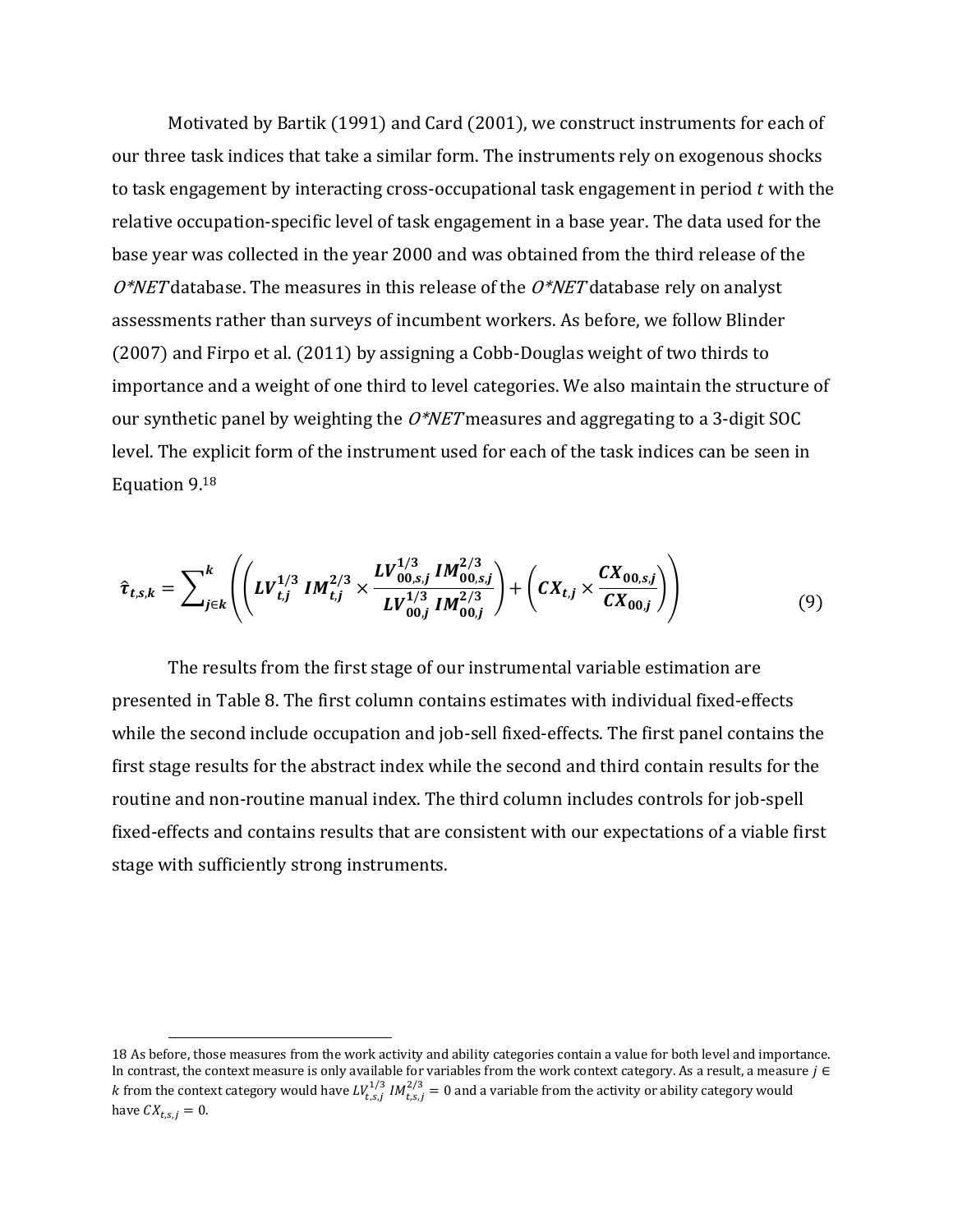Motivated by Bartik (1991) and Card (2001), we construct instruments for each of our three task indices that take a similar form. The instruments rely on exogenous shocks to task engagement by interacting cross-occupational task engagement in period $t$ with the relative occupation-specific level of task engagement in a base year. The data used for the base year was collected in the year 2000 and was obtained from the third release of the *O*NET* database. The measures in this release of the *O*NET* database rely on analyst assessments rather than surveys of incumbent workers. As before, we follow Blinder (2007) and Firpo et al. (2011) by assigning a Cobb-Douglas weight of two thirds to importance and a weight of one third to level categories. We also maintain the structure of our synthetic panel by weighting the *O*NET* measures and aggregating to a 3-digit SOC level. The explicit form of the instrument used for each of the task indices can be seen in Equation 9.[18]

$$\hat{\boldsymbol{\tau}}_{t,s,k} = \sum_{j \in k}^{k} \left( \left( \boldsymbol{LV}_{t,j}^{1/3} \, \boldsymbol{IM}_{t,j}^{2/3} \times \frac{\boldsymbol{LV}_{00,s,j}^{1/3} \, \boldsymbol{IM}_{00,s,j}^{2/3}}{\boldsymbol{LV}_{00,j}^{1/3} \, \boldsymbol{IM}_{00,j}^{2/3}} \right) + \left( \boldsymbol{CX}_{t,j} \times \frac{\boldsymbol{CX}_{00,s,j}}{\boldsymbol{CX}_{00,j}} \right) \right) \tag{9}$$

The results from the first stage of our instrumental variable estimation are presented in Table 8. The first column contains estimates with individual fixed-effects while the second include occupation and job-sell fixed-effects. The first panel contains the first stage results for the abstract index while the second and third contain results for the routine and non-routine manual index. The third column includes controls for job-spell fixed-effects and contains results that are consistent with our expectations of a viable first stage with sufficiently strong instruments.

18 As before, those measures from the work activity and ability categories contain a value for both level and importance. In contrast, the context measure is only available for variables from the work context category. As a result, a measure $j \in k$ from the context category would have $LV_{t,s,j}^{1/3} \, IM_{t,s,j}^{2/3} = 0$ and a variable from the activity or ability category would have $CX_{t,s,j} = 0$.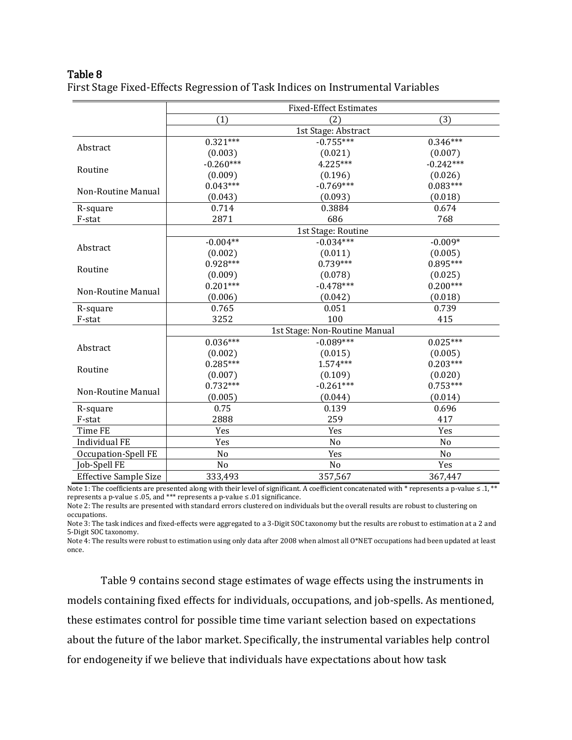**Table 8**

First Stage Fixed-Effects Regression of Task Indices on Instrumental Variables

| | Fixed-Effect Estimates | | |
|---|---|---|---|
| | (1) | (2) | (3) |
| | 1st Stage: Abstract | | |
| Abstract | 0.321*** | -0.755*** | 0.346*** |
| | (0.003) | (0.021) | (0.007) |
| Routine | -0.260*** | 4.225*** | -0.242*** |
| | (0.009) | (0.196) | (0.026) |
| Non-Routine Manual | 0.043*** | -0.769*** | 0.083*** |
| | (0.043) | (0.093) | (0.018) |
| R-square | 0.714 | 0.3884 | 0.674 |
| F-stat | 2871 | 686 | 768 |
| | 1st Stage: Routine | | |
| Abstract | -0.004** | -0.034*** | -0.009* |
| | (0.002) | (0.011) | (0.005) |
| Routine | 0.928*** | 0.739*** | 0.895*** |
| | (0.009) | (0.078) | (0.025) |
| Non-Routine Manual | 0.201*** | -0.478*** | 0.200*** |
| | (0.006) | (0.042) | (0.018) |
| R-square | 0.765 | 0.051 | 0.739 |
| F-stat | 3252 | 100 | 415 |
| | 1st Stage: Non-Routine Manual | | |
| Abstract | 0.036*** | -0.089*** | 0.025*** |
| | (0.002) | (0.015) | (0.005) |
| Routine | 0.285*** | 1.574*** | 0.203*** |
| | (0.007) | (0.109) | (0.020) |
| Non-Routine Manual | 0.732*** | -0.261*** | 0.753*** |
| | (0.005) | (0.044) | (0.014) |
| R-square | 0.75 | 0.139 | 0.696 |
| F-stat | 2888 | 259 | 417 |
| Time FE | Yes | Yes | Yes |
| Individual FE | Yes | No | No |
| Occupation-Spell FE | No | Yes | No |
| Job-Spell FE | No | No | Yes |
| Effective Sample Size | 333,493 | 357,567 | 367,447 |

Note 1: The coefficients are presented along with their level of significant. A coefficient concatenated with * represents a p-value ≤ .1, ** represents a p-value ≤ .05, and *** represents a p-value ≤ .01 significance.

Note 2: The results are presented with standard errors clustered on individuals but the overall results are robust to clustering on occupations.

Note 3: The task indices and fixed-effects were aggregated to a 3-Digit SOC taxonomy but the results are robust to estimation at a 2 and 5-Digit SOC taxonomy.

Note 4: The results were robust to estimation using only data after 2008 when almost all O*NET occupations had been updated at least once.

Table 9 contains second stage estimates of wage effects using the instruments in models containing fixed effects for individuals, occupations, and job-spells. As mentioned, these estimates control for possible time time variant selection based on expectations about the future of the labor market. Specifically, the instrumental variables help control for endogeneity if we believe that individuals have expectations about how task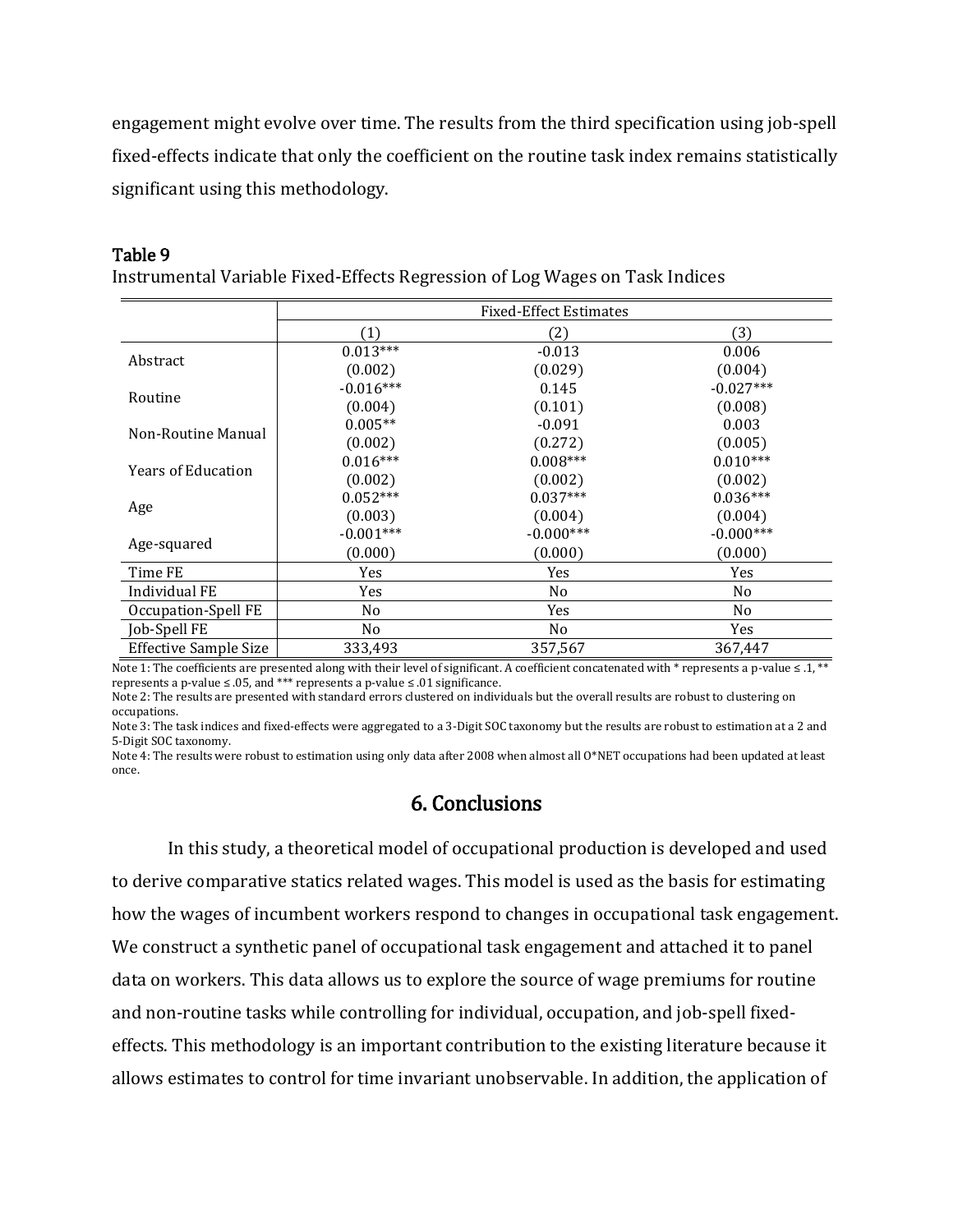engagement might evolve over time. The results from the third specification using job-spell fixed-effects indicate that only the coefficient on the routine task index remains statistically significant using this methodology.

**Table 9**

Instrumental Variable Fixed-Effects Regression of Log Wages on Task Indices

| | Fixed-Effect Estimates | | |
|---|---|---|---|
| | (1) | (2) | (3) |
| Abstract | 0.013*** | -0.013 | 0.006 |
| | (0.002) | (0.029) | (0.004) |
| Routine | -0.016*** | 0.145 | -0.027*** |
| | (0.004) | (0.101) | (0.008) |
| Non-Routine Manual | 0.005** | -0.091 | 0.003 |
| | (0.002) | (0.272) | (0.005) |
| Years of Education | 0.016*** | 0.008*** | 0.010*** |
| | (0.002) | (0.002) | (0.002) |
| Age | 0.052*** | 0.037*** | 0.036*** |
| | (0.003) | (0.004) | (0.004) |
| Age-squared | -0.001*** | -0.000*** | -0.000*** |
| | (0.000) | (0.000) | (0.000) |
| Time FE | Yes | Yes | Yes |
| Individual FE | Yes | No | No |
| Occupation-Spell FE | No | Yes | No |
| Job-Spell FE | No | No | Yes |
| Effective Sample Size | 333,493 | 357,567 | 367,447 |

Note 1: The coefficients are presented along with their level of significant. A coefficient concatenated with * represents a p-value ≤ .1, ** represents a p-value ≤ .05, and *** represents a p-value ≤ .01 significance.

Note 2: The results are presented with standard errors clustered on individuals but the overall results are robust to clustering on occupations.

Note 3: The task indices and fixed-effects were aggregated to a 3-Digit SOC taxonomy but the results are robust to estimation at a 2 and 5-Digit SOC taxonomy.

Note 4: The results were robust to estimation using only data after 2008 when almost all O*NET occupations had been updated at least once.

## 6. Conclusions

In this study, a theoretical model of occupational production is developed and used to derive comparative statics related wages. This model is used as the basis for estimating how the wages of incumbent workers respond to changes in occupational task engagement. We construct a synthetic panel of occupational task engagement and attached it to panel data on workers. This data allows us to explore the source of wage premiums for routine and non-routine tasks while controlling for individual, occupation, and job-spell fixed-effects. This methodology is an important contribution to the existing literature because it allows estimates to control for time invariant unobservable. In addition, the application of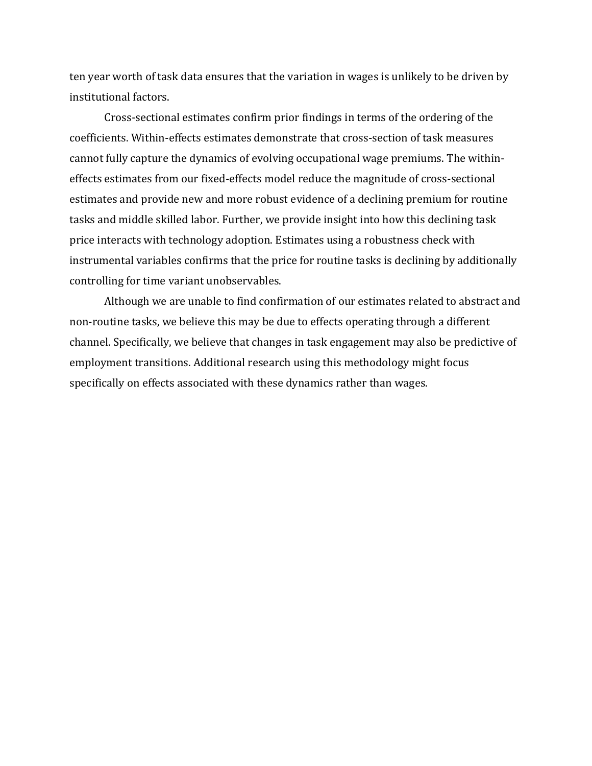ten year worth of task data ensures that the variation in wages is unlikely to be driven by institutional factors.

Cross-sectional estimates confirm prior findings in terms of the ordering of the coefficients. Within-effects estimates demonstrate that cross-section of task measures cannot fully capture the dynamics of evolving occupational wage premiums. The within-effects estimates from our fixed-effects model reduce the magnitude of cross-sectional estimates and provide new and more robust evidence of a declining premium for routine tasks and middle skilled labor. Further, we provide insight into how this declining task price interacts with technology adoption. Estimates using a robustness check with instrumental variables confirms that the price for routine tasks is declining by additionally controlling for time variant unobservables.

Although we are unable to find confirmation of our estimates related to abstract and non-routine tasks, we believe this may be due to effects operating through a different channel. Specifically, we believe that changes in task engagement may also be predictive of employment transitions. Additional research using this methodology might focus specifically on effects associated with these dynamics rather than wages.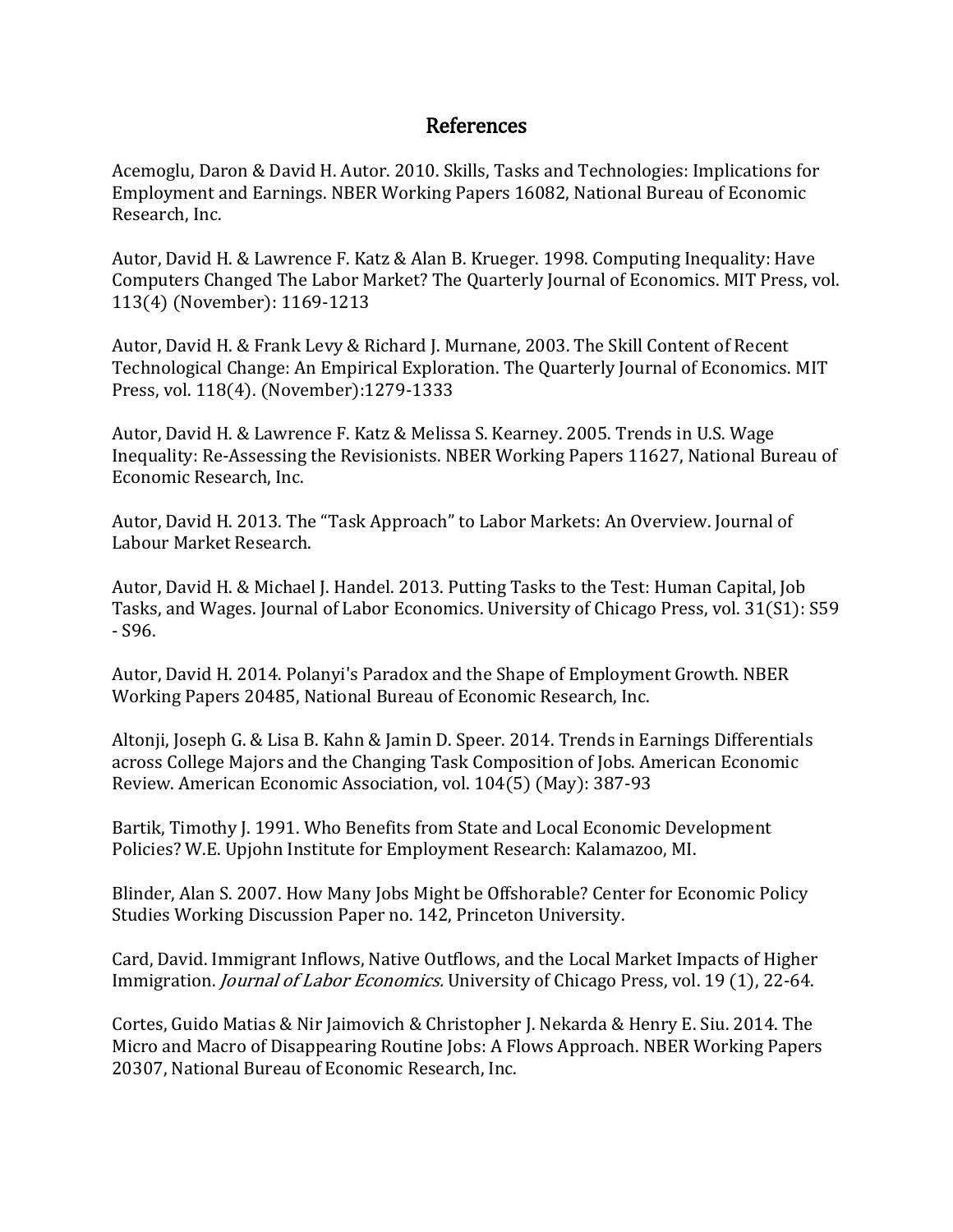## References

Acemoglu, Daron & David H. Autor. 2010. Skills, Tasks and Technologies: Implications for Employment and Earnings. NBER Working Papers 16082, National Bureau of Economic Research, Inc.

Autor, David H. & Lawrence F. Katz & Alan B. Krueger. 1998. Computing Inequality: Have Computers Changed The Labor Market? The Quarterly Journal of Economics. MIT Press, vol. 113(4) (November): 1169-1213

Autor, David H. & Frank Levy & Richard J. Murnane, 2003. The Skill Content of Recent Technological Change: An Empirical Exploration. The Quarterly Journal of Economics. MIT Press, vol. 118(4). (November):1279-1333

Autor, David H. & Lawrence F. Katz & Melissa S. Kearney. 2005. Trends in U.S. Wage Inequality: Re-Assessing the Revisionists. NBER Working Papers 11627, National Bureau of Economic Research, Inc.

Autor, David H. 2013. The "Task Approach" to Labor Markets: An Overview. Journal of Labour Market Research.

Autor, David H. & Michael J. Handel. 2013. Putting Tasks to the Test: Human Capital, Job Tasks, and Wages. Journal of Labor Economics. University of Chicago Press, vol. 31(S1): S59 - S96.

Autor, David H. 2014. Polanyi's Paradox and the Shape of Employment Growth. NBER Working Papers 20485, National Bureau of Economic Research, Inc.

Altonji, Joseph G. & Lisa B. Kahn & Jamin D. Speer. 2014. Trends in Earnings Differentials across College Majors and the Changing Task Composition of Jobs. American Economic Review. American Economic Association, vol. 104(5) (May): 387-93

Bartik, Timothy J. 1991. Who Benefits from State and Local Economic Development Policies? W.E. Upjohn Institute for Employment Research: Kalamazoo, MI.

Blinder, Alan S. 2007. How Many Jobs Might be Offshorable? Center for Economic Policy Studies Working Discussion Paper no. 142, Princeton University.

Card, David. Immigrant Inflows, Native Outflows, and the Local Market Impacts of Higher Immigration. *Journal of Labor Economics.* University of Chicago Press, vol. 19 (1), 22-64.

Cortes, Guido Matias & Nir Jaimovich & Christopher J. Nekarda & Henry E. Siu. 2014. The Micro and Macro of Disappearing Routine Jobs: A Flows Approach. NBER Working Papers 20307, National Bureau of Economic Research, Inc.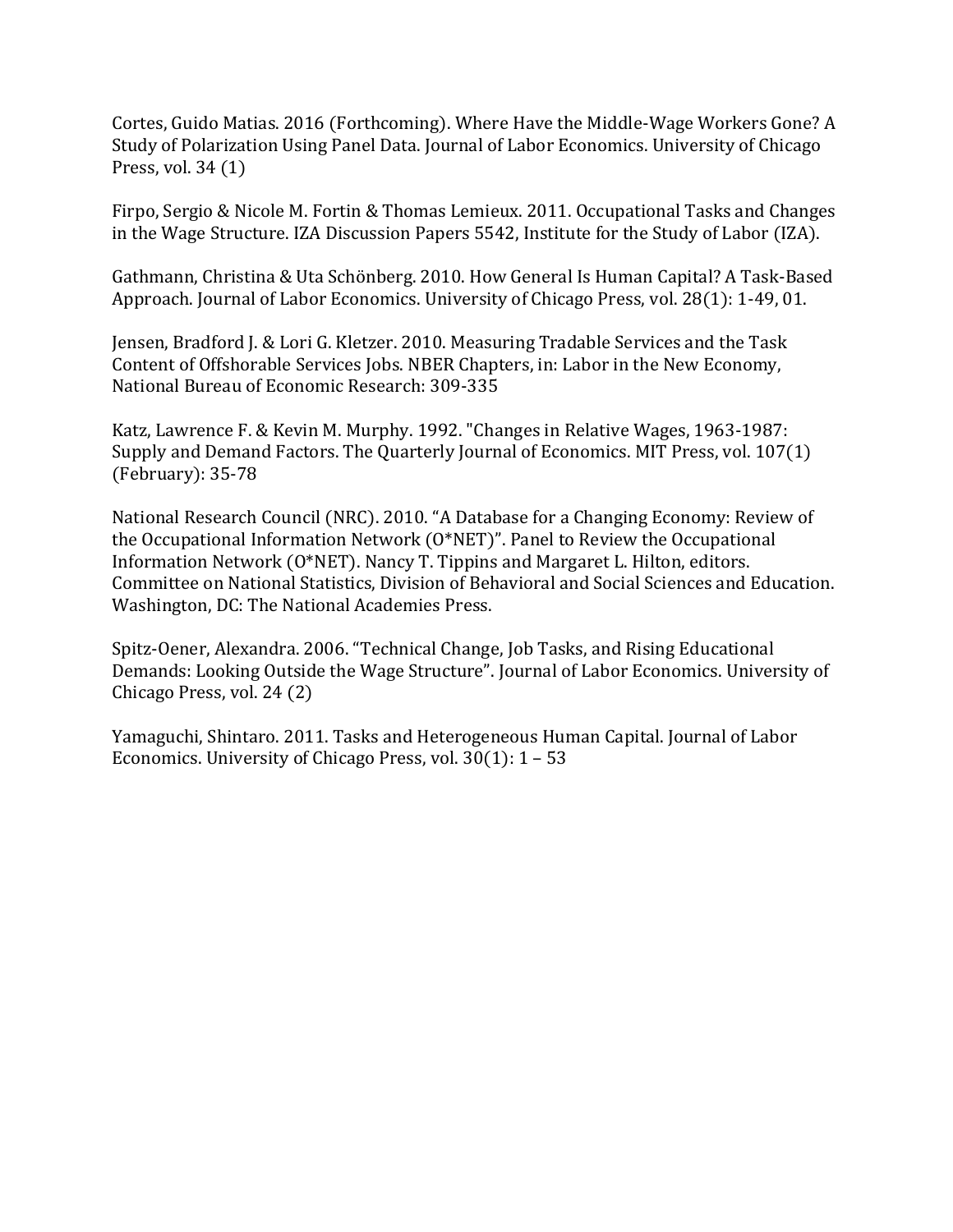Cortes, Guido Matias. 2016 (Forthcoming). Where Have the Middle-Wage Workers Gone? A Study of Polarization Using Panel Data. Journal of Labor Economics. University of Chicago Press, vol. 34 (1)

Firpo, Sergio & Nicole M. Fortin & Thomas Lemieux. 2011. Occupational Tasks and Changes in the Wage Structure. IZA Discussion Papers 5542, Institute for the Study of Labor (IZA).

Gathmann, Christina & Uta Schönberg. 2010. How General Is Human Capital? A Task-Based Approach. Journal of Labor Economics. University of Chicago Press, vol. 28(1): 1-49, 01.

Jensen, Bradford J. & Lori G. Kletzer. 2010. Measuring Tradable Services and the Task Content of Offshorable Services Jobs. NBER Chapters, in: Labor in the New Economy, National Bureau of Economic Research: 309-335

Katz, Lawrence F. & Kevin M. Murphy. 1992. "Changes in Relative Wages, 1963-1987: Supply and Demand Factors. The Quarterly Journal of Economics. MIT Press, vol. 107(1) (February): 35-78

National Research Council (NRC). 2010. "A Database for a Changing Economy: Review of the Occupational Information Network (O*NET)". Panel to Review the Occupational Information Network (O*NET). Nancy T. Tippins and Margaret L. Hilton, editors. Committee on National Statistics, Division of Behavioral and Social Sciences and Education. Washington, DC: The National Academies Press.

Spitz-Oener, Alexandra. 2006. "Technical Change, Job Tasks, and Rising Educational Demands: Looking Outside the Wage Structure". Journal of Labor Economics. University of Chicago Press, vol. 24 (2)

Yamaguchi, Shintaro. 2011. Tasks and Heterogeneous Human Capital. Journal of Labor Economics. University of Chicago Press, vol. 30(1): 1 – 53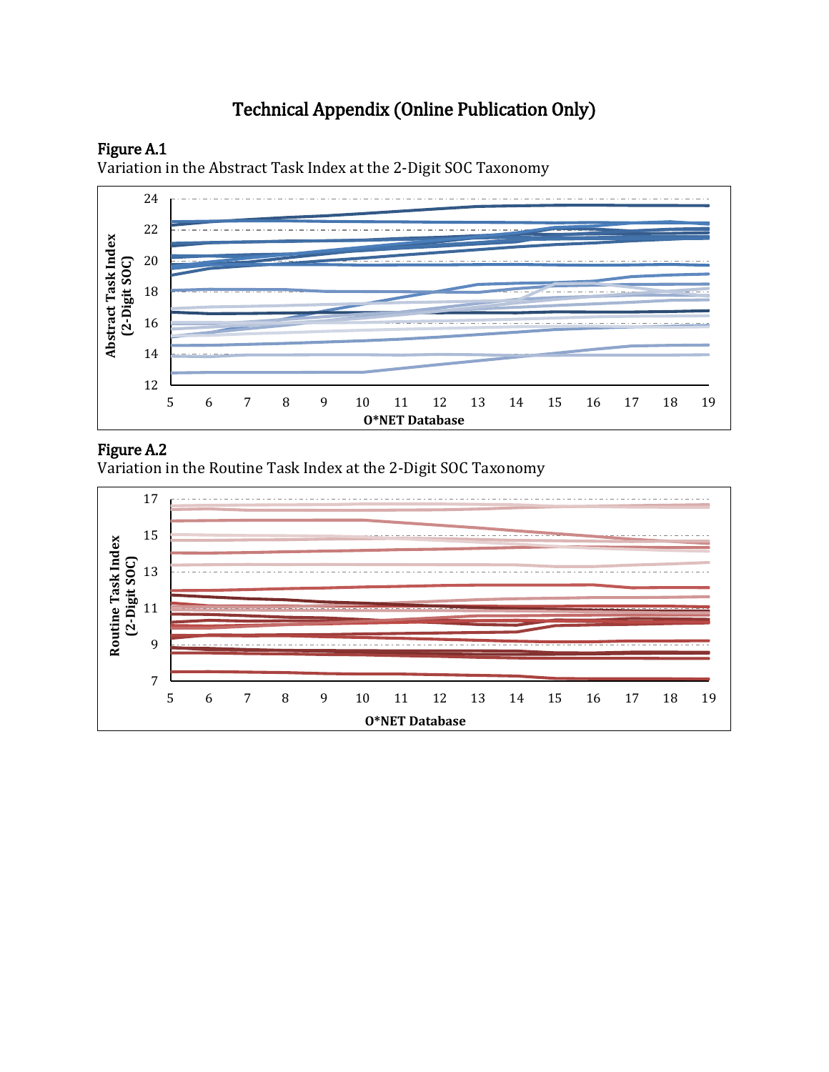# Technical Appendix (Online Publication Only)

**Figure A.1**

Variation in the Abstract Task Index at the 2-Digit SOC Taxonomy

**Figure A.2**

Variation in the Routine Task Index at the 2-Digit SOC Taxonomy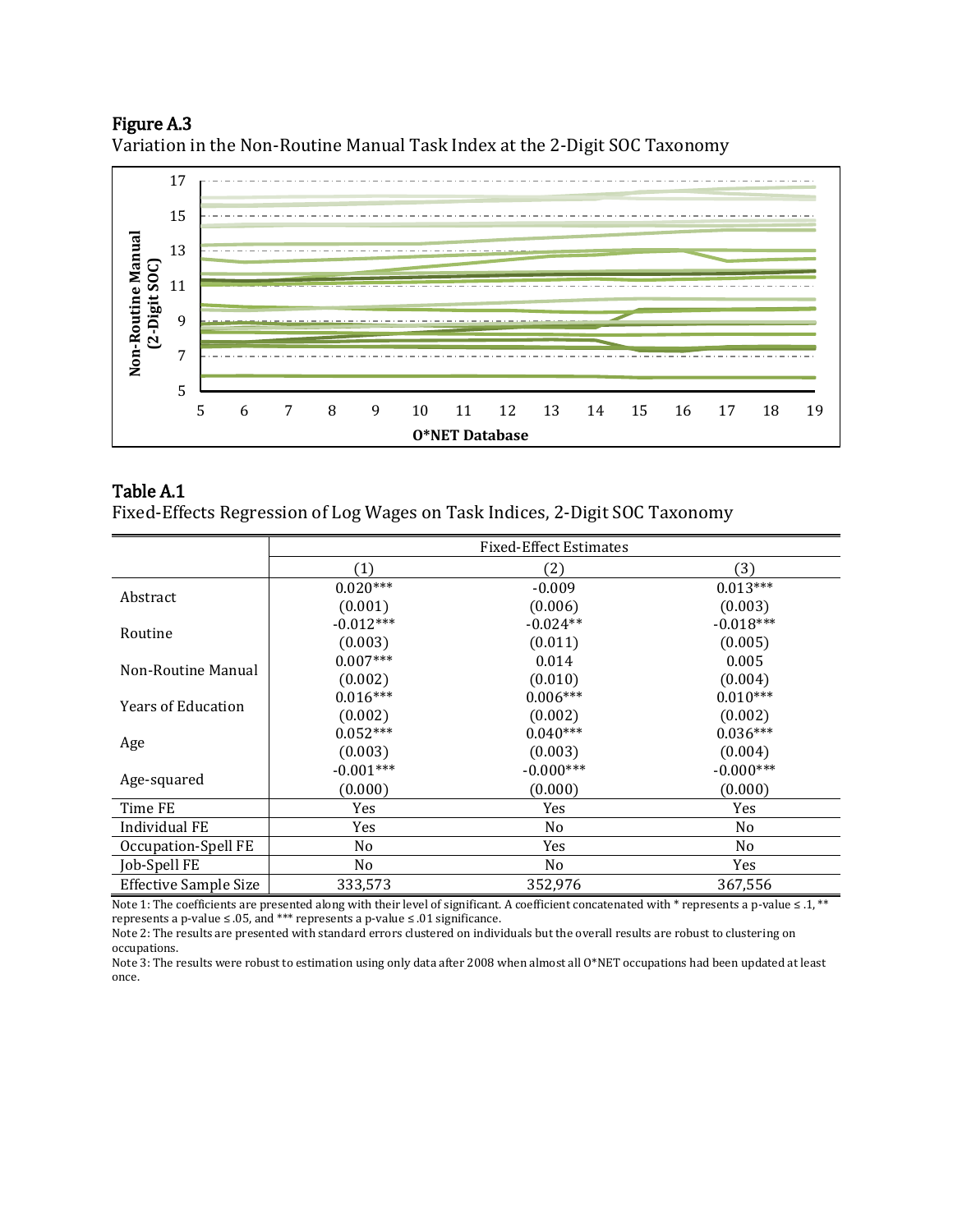**Figure A.3**

Variation in the Non-Routine Manual Task Index at the 2-Digit SOC Taxonomy

**Table A.1**

Fixed-Effects Regression of Log Wages on Task Indices, 2-Digit SOC Taxonomy

| | Fixed-Effect Estimates | | |
|---|---|---|---|
| | (1) | (2) | (3) |
| Abstract | 0.020*** | -0.009 | 0.013*** |
| | (0.001) | (0.006) | (0.003) |
| Routine | -0.012*** | -0.024** | -0.018*** |
| | (0.003) | (0.011) | (0.005) |
| Non-Routine Manual | 0.007*** | 0.014 | 0.005 |
| | (0.002) | (0.010) | (0.004) |
| Years of Education | 0.016*** | 0.006*** | 0.010*** |
| | (0.002) | (0.002) | (0.002) |
| Age | 0.052*** | 0.040*** | 0.036*** |
| | (0.003) | (0.003) | (0.004) |
| Age-squared | -0.001*** | -0.000*** | -0.000*** |
| | (0.000) | (0.000) | (0.000) |
| Time FE | Yes | Yes | Yes |
| Individual FE | Yes | No | No |
| Occupation-Spell FE | No | Yes | No |
| Job-Spell FE | No | No | Yes |
| Effective Sample Size | 333,573 | 352,976 | 367,556 |

Note 1: The coefficients are presented along with their level of significant. A coefficient concatenated with * represents a p-value ≤ .1, ** represents a p-value ≤ .05, and *** represents a p-value ≤ .01 significance.

Note 2: The results are presented with standard errors clustered on individuals but the overall results are robust to clustering on occupations.

Note 3: The results were robust to estimation using only data after 2008 when almost all O*NET occupations had been updated at least once.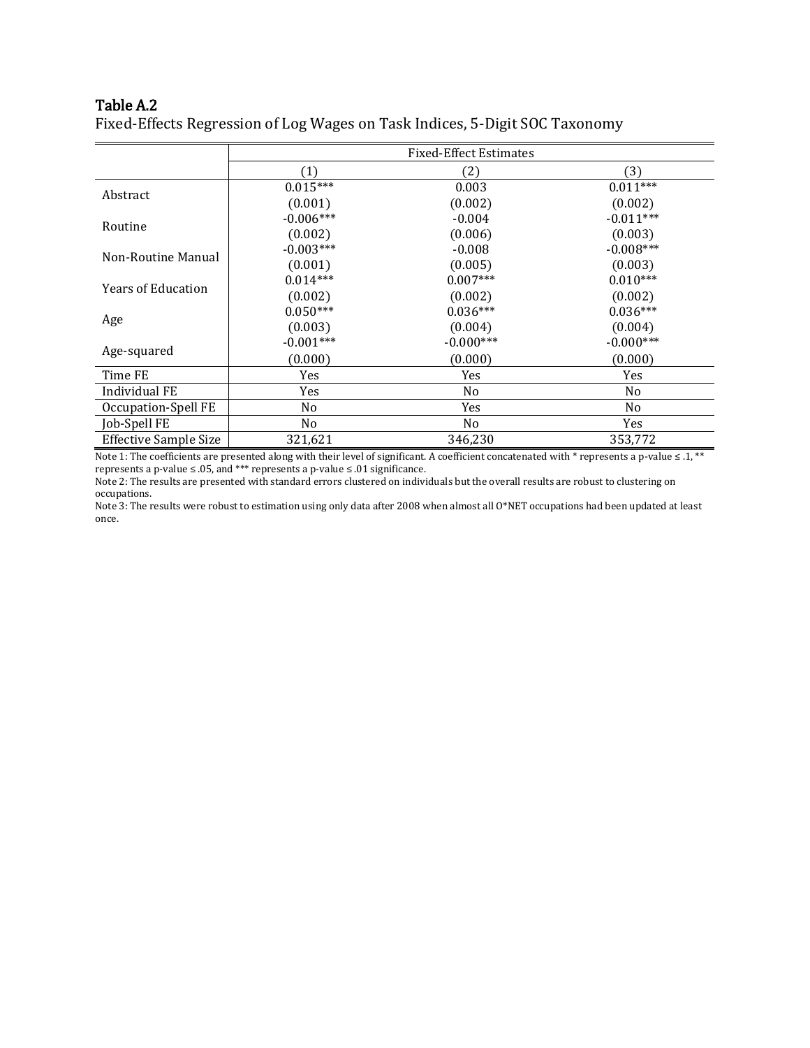**Table A.2**

Fixed-Effects Regression of Log Wages on Task Indices, 5-Digit SOC Taxonomy

| | Fixed-Effect Estimates | | |
|---|---|---|---|
| | (1) | (2) | (3) |
| Abstract | 0.015*** | 0.003 | 0.011*** |
| | (0.001) | (0.002) | (0.002) |
| Routine | -0.006*** | -0.004 | -0.011*** |
| | (0.002) | (0.006) | (0.003) |
| Non-Routine Manual | -0.003*** | -0.008 | -0.008*** |
| | (0.001) | (0.005) | (0.003) |
| Years of Education | 0.014*** | 0.007*** | 0.010*** |
| | (0.002) | (0.002) | (0.002) |
| Age | 0.050*** | 0.036*** | 0.036*** |
| | (0.003) | (0.004) | (0.004) |
| Age-squared | -0.001*** | -0.000*** | -0.000*** |
| | (0.000) | (0.000) | (0.000) |
| Time FE | Yes | Yes | Yes |
| Individual FE | Yes | No | No |
| Occupation-Spell FE | No | Yes | No |
| Job-Spell FE | No | No | Yes |
| Effective Sample Size | 321,621 | 346,230 | 353,772 |

Note 1: The coefficients are presented along with their level of significant. A coefficient concatenated with * represents a p-value ≤ .1, ** represents a p-value ≤ .05, and *** represents a p-value ≤ .01 significance.

Note 2: The results are presented with standard errors clustered on individuals but the overall results are robust to clustering on occupations.

Note 3: The results were robust to estimation using only data after 2008 when almost all O*NET occupations had been updated at least once.